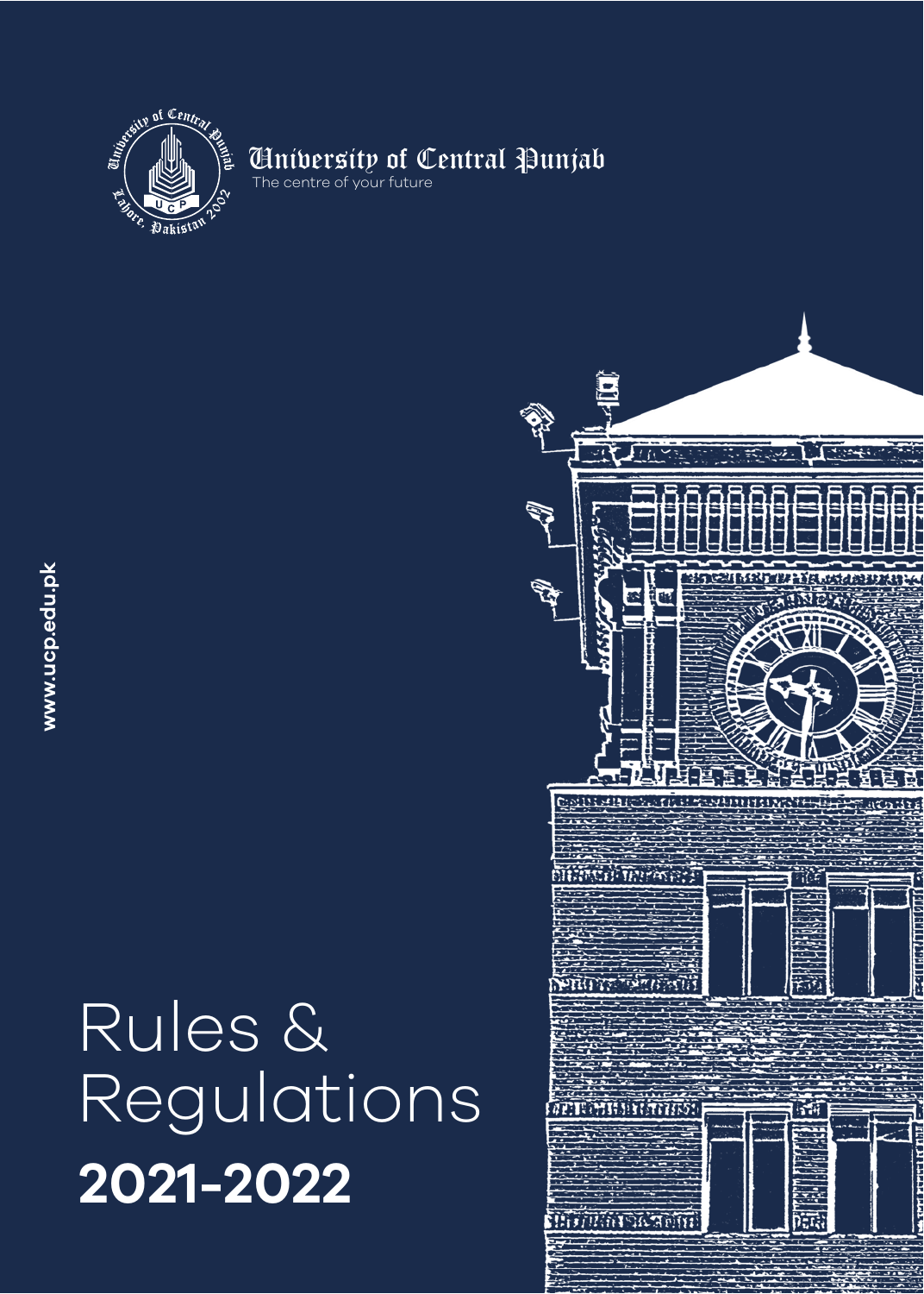University of Central Punjab

The centre of your future

www.ucp.edu.pk

# Rules & Regulations

**2021-2022**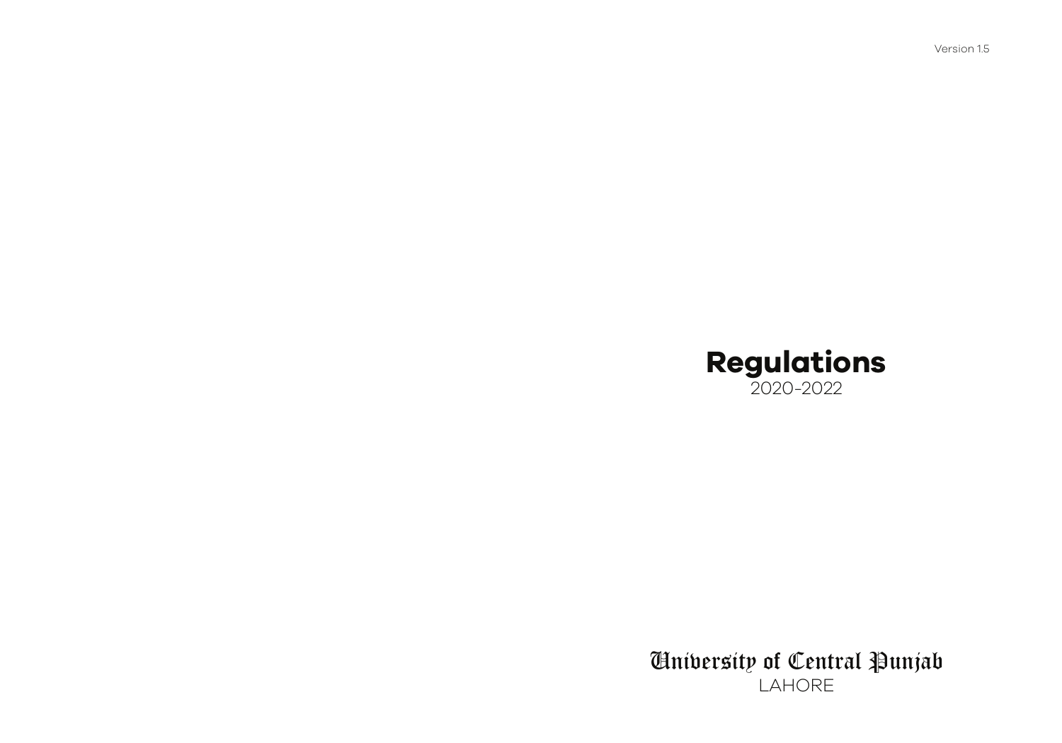Version 1.5

# Regulations

2020-2022

University of Central Punjab

LAHORE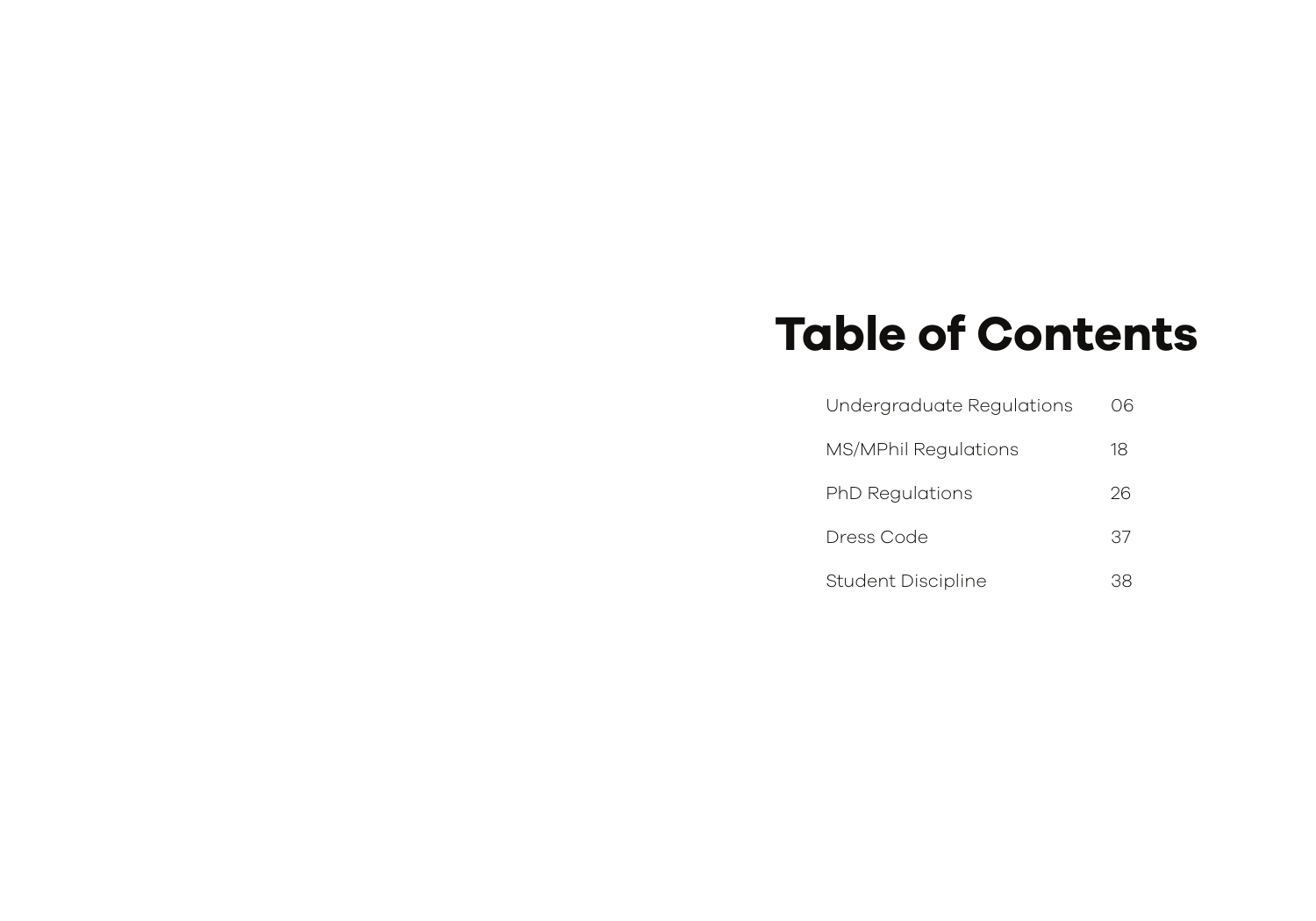# Table of Contents

| | |
|---|---|
| Undergraduate Regulations | 06 |
| MS/MPhil Regulations | 18 |
| PhD Regulations | 26 |
| Dress Code | 37 |
| Student Discipline | 38 |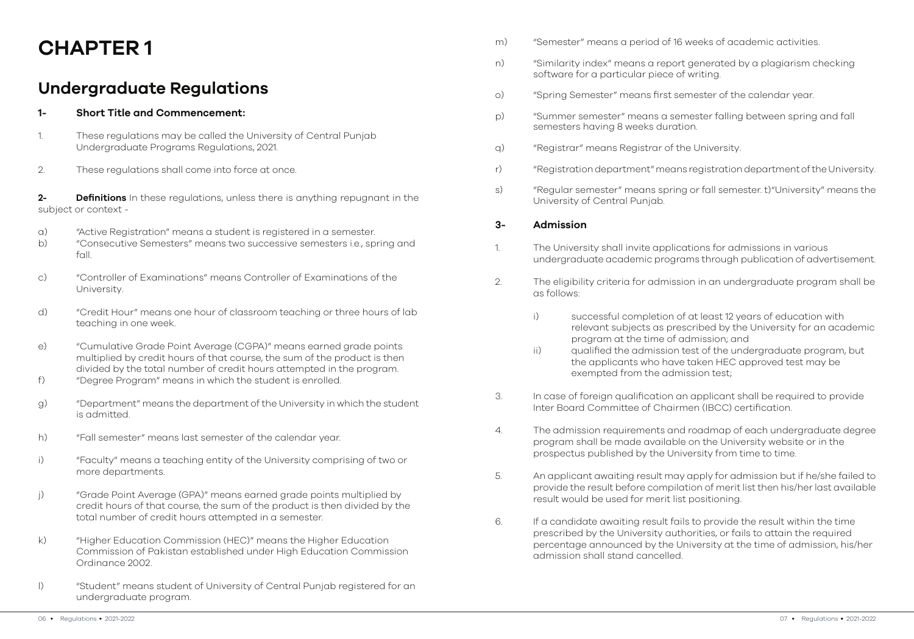# CHAPTER 1

## Undergraduate Regulations

### 1- Short Title and Commencement:

1. These regulations may be called the University of Central Punjab Undergraduate Programs Regulations, 2021.

2. These regulations shall come into force at once.

**2- Definitions** In these regulations, unless there is anything repugnant in the subject or context -

a) "Active Registration" means a student is registered in a semester.

b) "Consecutive Semesters" means two successive semesters i.e., spring and fall.

c) "Controller of Examinations" means Controller of Examinations of the University.

d) "Credit Hour" means one hour of classroom teaching or three hours of lab teaching in one week.

e) "Cumulative Grade Point Average (CGPA)" means earned grade points multiplied by credit hours of that course, the sum of the product is then divided by the total number of credit hours attempted in the program.

f) "Degree Program" means in which the student is enrolled.

g) "Department" means the department of the University in which the student is admitted.

h) "Fall semester" means last semester of the calendar year.

i) "Faculty" means a teaching entity of the University comprising of two or more departments.

j) "Grade Point Average (GPA)" means earned grade points multiplied by credit hours of that course, the sum of the product is then divided by the total number of credit hours attempted in a semester.

k) "Higher Education Commission (HEC)" means the Higher Education Commission of Pakistan established under High Education Commission Ordinance 2002.

l) "Student" means student of University of Central Punjab registered for an undergraduate program.

m) "Semester" means a period of 16 weeks of academic activities.

n) "Similarity index" means a report generated by a plagiarism checking software for a particular piece of writing.

o) "Spring Semester" means first semester of the calendar year.

p) "Summer semester" means a semester falling between spring and fall semesters having 8 weeks duration.

q) "Registrar" means Registrar of the University.

r) "Registration department" means registration department of the University.

s) "Regular semester" means spring or fall semester. t)"University" means the University of Central Punjab.

### 3- Admission

1. The University shall invite applications for admissions in various undergraduate academic programs through publication of advertisement.

2. The eligibility criteria for admission in an undergraduate program shall be as follows:

   i) successful completion of at least 12 years of education with relevant subjects as prescribed by the University for an academic program at the time of admission; and

   ii) qualified the admission test of the undergraduate program, but the applicants who have taken HEC approved test may be exempted from the admission test;

3. In case of foreign qualification an applicant shall be required to provide Inter Board Committee of Chairmen (IBCC) certification.

4. The admission requirements and roadmap of each undergraduate degree program shall be made available on the University website or in the prospectus published by the University from time to time.

5. An applicant awaiting result may apply for admission but if he/she failed to provide the result before compilation of merit list then his/her last available result would be used for merit list positioning.

6. If a candidate awaiting result fails to provide the result within the time prescribed by the University authorities, or fails to attain the required percentage announced by the University at the time of admission, his/her admission shall stand cancelled.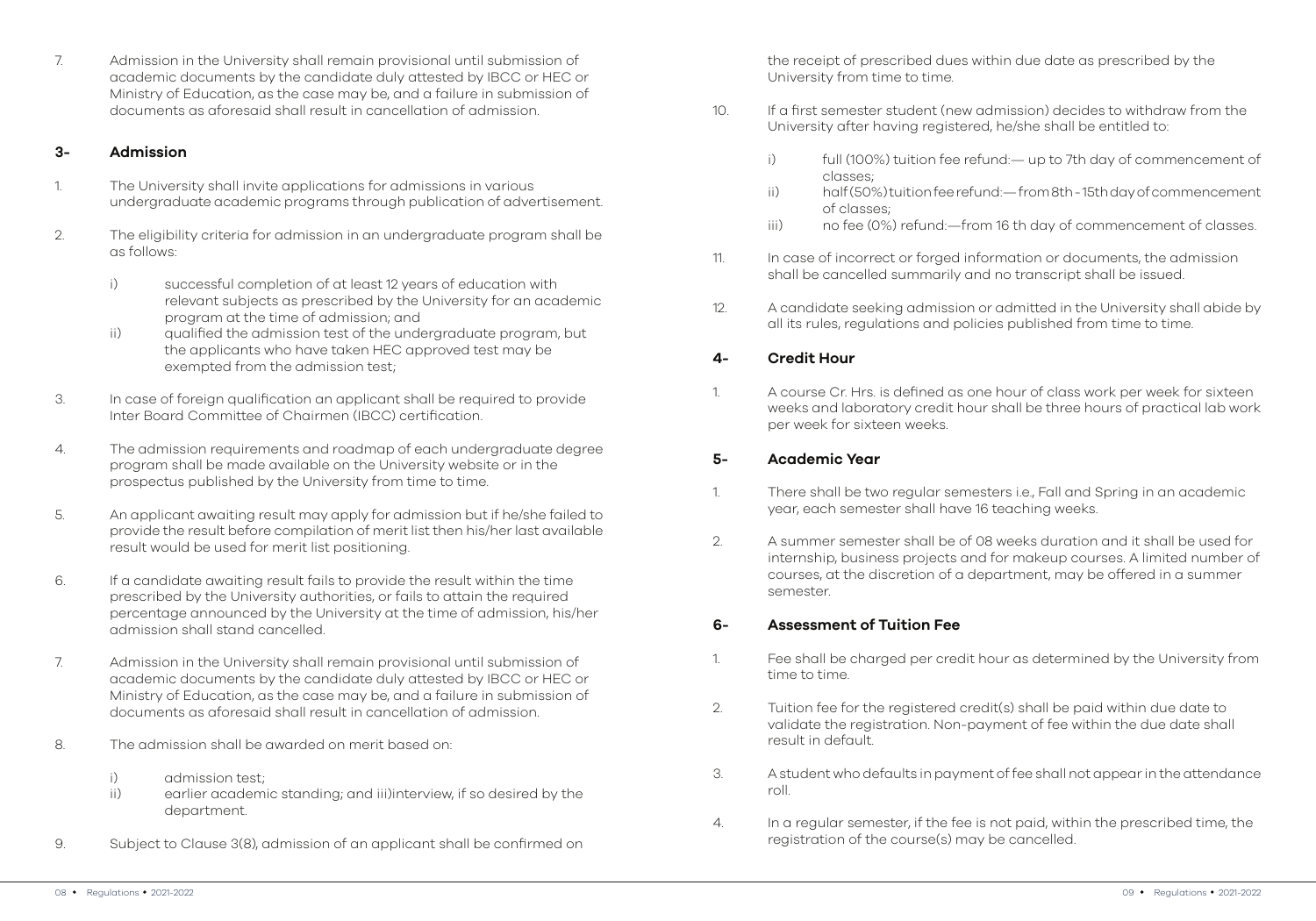7. Admission in the University shall remain provisional until submission of academic documents by the candidate duly attested by IBCC or HEC or Ministry of Education, as the case may be, and a failure in submission of documents as aforesaid shall result in cancellation of admission.

## 3- Admission

1. The University shall invite applications for admissions in various undergraduate academic programs through publication of advertisement.

2. The eligibility criteria for admission in an undergraduate program shall be as follows:

    i) successful completion of at least 12 years of education with relevant subjects as prescribed by the University for an academic program at the time of admission; and
    ii) qualified the admission test of the undergraduate program, but the applicants who have taken HEC approved test may be exempted from the admission test;

3. In case of foreign qualification an applicant shall be required to provide Inter Board Committee of Chairmen (IBCC) certification.

4. The admission requirements and roadmap of each undergraduate degree program shall be made available on the University website or in the prospectus published by the University from time to time.

5. An applicant awaiting result may apply for admission but if he/she failed to provide the result before compilation of merit list then his/her last available result would be used for merit list positioning.

6. If a candidate awaiting result fails to provide the result within the time prescribed by the University authorities, or fails to attain the required percentage announced by the University at the time of admission, his/her admission shall stand cancelled.

7. Admission in the University shall remain provisional until submission of academic documents by the candidate duly attested by IBCC or HEC or Ministry of Education, as the case may be, and a failure in submission of documents as aforesaid shall result in cancellation of admission.

8. The admission shall be awarded on merit based on:

    i) admission test;
    ii) earlier academic standing; and iii)interview, if so desired by the department.

9. Subject to Clause 3(8), admission of an applicant shall be confirmed on the receipt of prescribed dues within due date as prescribed by the University from time to time.

10. If a first semester student (new admission) decides to withdraw from the University after having registered, he/she shall be entitled to:

    i) full (100%) tuition fee refund:— up to 7th day of commencement of classes;
    ii) half (50%) tuition fee refund:— from 8th - 15th day of commencement of classes;
    iii) no fee (0%) refund:—from 16 th day of commencement of classes.

11. In case of incorrect or forged information or documents, the admission shall be cancelled summarily and no transcript shall be issued.

12. A candidate seeking admission or admitted in the University shall abide by all its rules, regulations and policies published from time to time.

## 4- Credit Hour

1. A course Cr. Hrs. is defined as one hour of class work per week for sixteen weeks and laboratory credit hour shall be three hours of practical lab work per week for sixteen weeks.

## 5- Academic Year

1. There shall be two regular semesters i.e., Fall and Spring in an academic year, each semester shall have 16 teaching weeks.

2. A summer semester shall be of 08 weeks duration and it shall be used for internship, business projects and for makeup courses. A limited number of courses, at the discretion of a department, may be offered in a summer semester.

## 6- Assessment of Tuition Fee

1. Fee shall be charged per credit hour as determined by the University from time to time.

2. Tuition fee for the registered credit(s) shall be paid within due date to validate the registration. Non-payment of fee within the due date shall result in default.

3. A student who defaults in payment of fee shall not appear in the attendance roll.

4. In a regular semester, if the fee is not paid, within the prescribed time, the registration of the course(s) may be cancelled.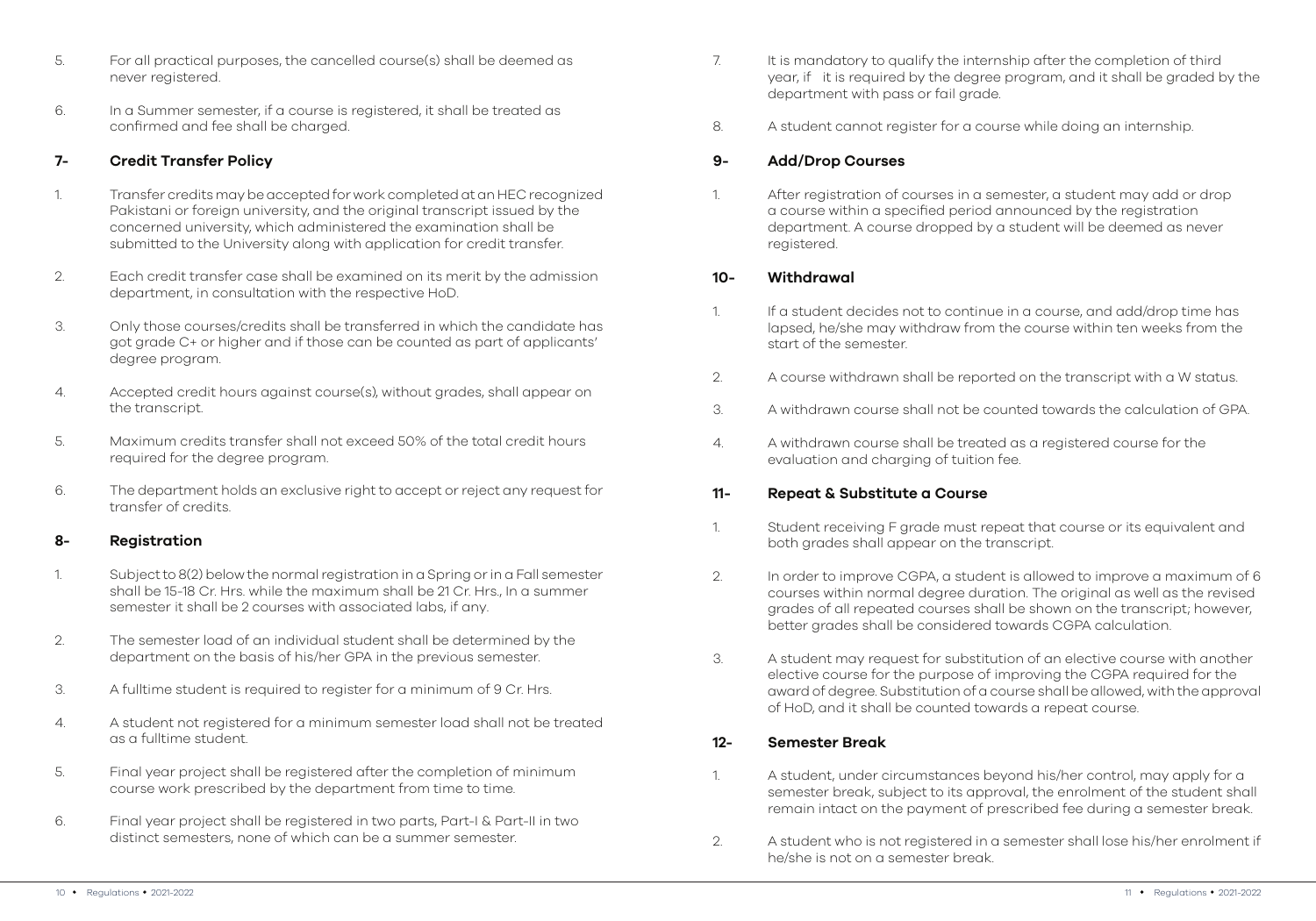5. For all practical purposes, the cancelled course(s) shall be deemed as never registered.

6. In a Summer semester, if a course is registered, it shall be treated as confirmed and fee shall be charged.

## 7- Credit Transfer Policy

1. Transfer credits may be accepted for work completed at an HEC recognized Pakistani or foreign university, and the original transcript issued by the concerned university, which administered the examination shall be submitted to the University along with application for credit transfer.

2. Each credit transfer case shall be examined on its merit by the admission department, in consultation with the respective HoD.

3. Only those courses/credits shall be transferred in which the candidate has got grade C+ or higher and if those can be counted as part of applicants' degree program.

4. Accepted credit hours against course(s), without grades, shall appear on the transcript.

5. Maximum credits transfer shall not exceed 50% of the total credit hours required for the degree program.

6. The department holds an exclusive right to accept or reject any request for transfer of credits.

## 8- Registration

1. Subject to 8(2) below the normal registration in a Spring or in a Fall semester shall be 15-18 Cr. Hrs. while the maximum shall be 21 Cr. Hrs., In a summer semester it shall be 2 courses with associated labs, if any.

2. The semester load of an individual student shall be determined by the department on the basis of his/her GPA in the previous semester.

3. A fulltime student is required to register for a minimum of 9 Cr. Hrs.

4. A student not registered for a minimum semester load shall not be treated as a fulltime student.

5. Final year project shall be registered after the completion of minimum course work prescribed by the department from time to time.

6. Final year project shall be registered in two parts, Part-I & Part-II in two distinct semesters, none of which can be a summer semester.

7. It is mandatory to qualify the internship after the completion of third year, if it is required by the degree program, and it shall be graded by the department with pass or fail grade.

8. A student cannot register for a course while doing an internship.

## 9- Add/Drop Courses

1. After registration of courses in a semester, a student may add or drop a course within a specified period announced by the registration department. A course dropped by a student will be deemed as never registered.

## 10- Withdrawal

1. If a student decides not to continue in a course, and add/drop time has lapsed, he/she may withdraw from the course within ten weeks from the start of the semester.

2. A course withdrawn shall be reported on the transcript with a W status.

3. A withdrawn course shall not be counted towards the calculation of GPA.

4. A withdrawn course shall be treated as a registered course for the evaluation and charging of tuition fee.

## 11- Repeat & Substitute a Course

1. Student receiving F grade must repeat that course or its equivalent and both grades shall appear on the transcript.

2. In order to improve CGPA, a student is allowed to improve a maximum of 6 courses within normal degree duration. The original as well as the revised grades of all repeated courses shall be shown on the transcript; however, better grades shall be considered towards CGPA calculation.

3. A student may request for substitution of an elective course with another elective course for the purpose of improving the CGPA required for the award of degree. Substitution of a course shall be allowed, with the approval of HoD, and it shall be counted towards a repeat course.

## 12- Semester Break

1. A student, under circumstances beyond his/her control, may apply for a semester break, subject to its approval, the enrolment of the student shall remain intact on the payment of prescribed fee during a semester break.

2. A student who is not registered in a semester shall lose his/her enrolment if he/she is not on a semester break.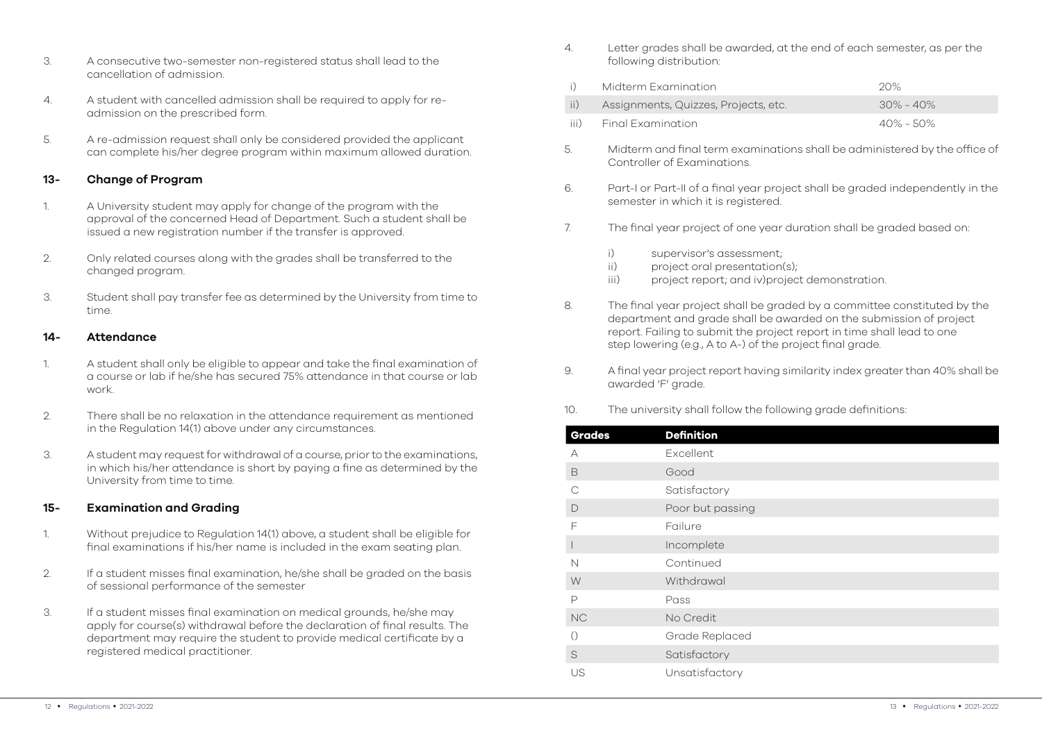3. A consecutive two-semester non-registered status shall lead to the cancellation of admission.

4. A student with cancelled admission shall be required to apply for re-admission on the prescribed form.

5. A re-admission request shall only be considered provided the applicant can complete his/her degree program within maximum allowed duration.

## 13- Change of Program

1. A University student may apply for change of the program with the approval of the concerned Head of Department. Such a student shall be issued a new registration number if the transfer is approved.

2. Only related courses along with the grades shall be transferred to the changed program.

3. Student shall pay transfer fee as determined by the University from time to time.

## 14- Attendance

1. A student shall only be eligible to appear and take the final examination of a course or lab if he/she has secured 75% attendance in that course or lab work.

2. There shall be no relaxation in the attendance requirement as mentioned in the Regulation 14(1) above under any circumstances.

3. A student may request for withdrawal of a course, prior to the examinations, in which his/her attendance is short by paying a fine as determined by the University from time to time.

## 15- Examination and Grading

1. Without prejudice to Regulation 14(1) above, a student shall be eligible for final examinations if his/her name is included in the exam seating plan.

2. If a student misses final examination, he/she shall be graded on the basis of sessional performance of the semester

3. If a student misses final examination on medical grounds, he/she may apply for course(s) withdrawal before the declaration of final results. The department may require the student to provide medical certificate by a registered medical practitioner.

4. Letter grades shall be awarded, at the end of each semester, as per the following distribution:

| | | |
|---|---|---|
| i) | Midterm Examination | 20% |
| ii) | Assignments, Quizzes, Projects, etc. | 30% - 40% |
| iii) | Final Examination | 40% - 50% |

5. Midterm and final term examinations shall be administered by the office of Controller of Examinations.

6. Part-I or Part-II of a final year project shall be graded independently in the semester in which it is registered.

7. The final year project of one year duration shall be graded based on:

   i) supervisor's assessment;
   ii) project oral presentation(s);
   iii) project report; and iv)project demonstration.

8. The final year project shall be graded by a committee constituted by the department and grade shall be awarded on the submission of project report. Failing to submit the project report in time shall lead to one step lowering (e.g., A to A-) of the project final grade.

9. A final year project report having similarity index greater than 40% shall be awarded 'F' grade.

10. The university shall follow the following grade definitions:

| Grades | Definition |
|---|---|
| A | Excellent |
| B | Good |
| C | Satisfactory |
| D | Poor but passing |
| F | Failure |
| I | Incomplete |
| N | Continued |
| W | Withdrawal |
| P | Pass |
| NC | No Credit |
| () | Grade Replaced |
| S | Satisfactory |
| US | Unsatisfactory |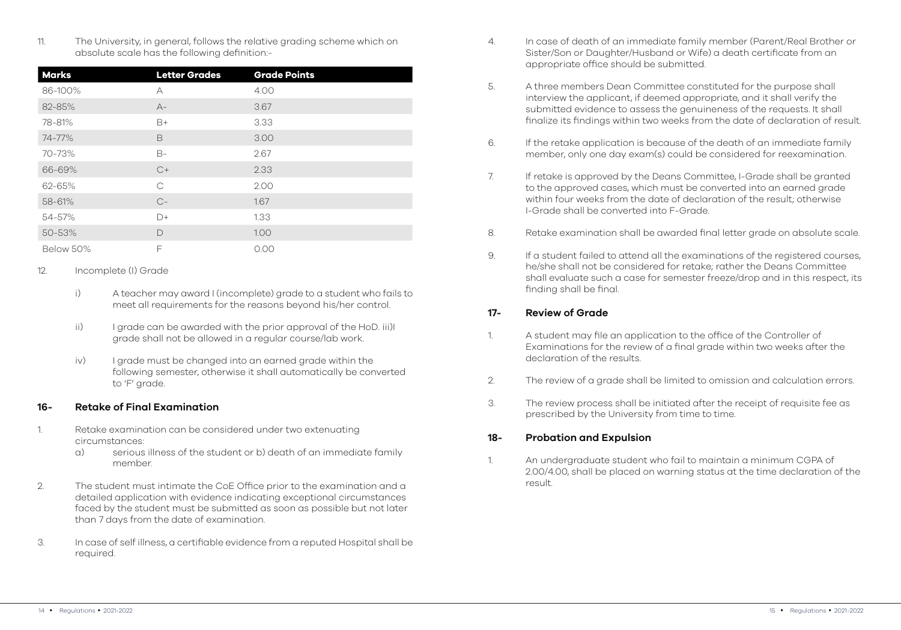11. The University, in general, follows the relative grading scheme which on absolute scale has the following definition:-

| Marks | Letter Grades | Grade Points |
|---|---|---|
| 86-100% | A | 4.00 |
| 82-85% | A- | 3.67 |
| 78-81% | B+ | 3.33 |
| 74-77% | B | 3.00 |
| 70-73% | B- | 2.67 |
| 66-69% | C+ | 2.33 |
| 62-65% | C | 2.00 |
| 58-61% | C- | 1.67 |
| 54-57% | D+ | 1.33 |
| 50-53% | D | 1.00 |
| Below 50% | F | 0.00 |

12. Incomplete (I) Grade

   i) A teacher may award I (incomplete) grade to a student who fails to meet all requirements for the reasons beyond his/her control.

   ii) I grade can be awarded with the prior approval of the HoD. iii)I grade shall not be allowed in a regular course/lab work.

   iv) I grade must be changed into an earned grade within the following semester, otherwise it shall automatically be converted to 'F' grade.

## 16- Retake of Final Examination

1. Retake examination can be considered under two extenuating circumstances:
   a) serious illness of the student or b) death of an immediate family member.

2. The student must intimate the CoE Office prior to the examination and a detailed application with evidence indicating exceptional circumstances faced by the student must be submitted as soon as possible but not later than 7 days from the date of examination.

3. In case of self illness, a certifiable evidence from a reputed Hospital shall be required.

4. In case of death of an immediate family member (Parent/Real Brother or Sister/Son or Daughter/Husband or Wife) a death certificate from an appropriate office should be submitted.

5. A three members Dean Committee constituted for the purpose shall interview the applicant, if deemed appropriate, and it shall verify the submitted evidence to assess the genuineness of the requests. It shall finalize its findings within two weeks from the date of declaration of result.

6. If the retake application is because of the death of an immediate family member, only one day exam(s) could be considered for reexamination.

7. If retake is approved by the Deans Committee, I-Grade shall be granted to the approved cases, which must be converted into an earned grade within four weeks from the date of declaration of the result; otherwise I-Grade shall be converted into F-Grade.

8. Retake examination shall be awarded final letter grade on absolute scale.

9. If a student failed to attend all the examinations of the registered courses, he/she shall not be considered for retake; rather the Deans Committee shall evaluate such a case for semester freeze/drop and in this respect, its finding shall be final.

## 17- Review of Grade

1. A student may file an application to the office of the Controller of Examinations for the review of a final grade within two weeks after the declaration of the results.

2. The review of a grade shall be limited to omission and calculation errors.

3. The review process shall be initiated after the receipt of requisite fee as prescribed by the University from time to time.

## 18- Probation and Expulsion

1. An undergraduate student who fail to maintain a minimum CGPA of 2.00/4.00, shall be placed on warning status at the time declaration of the result.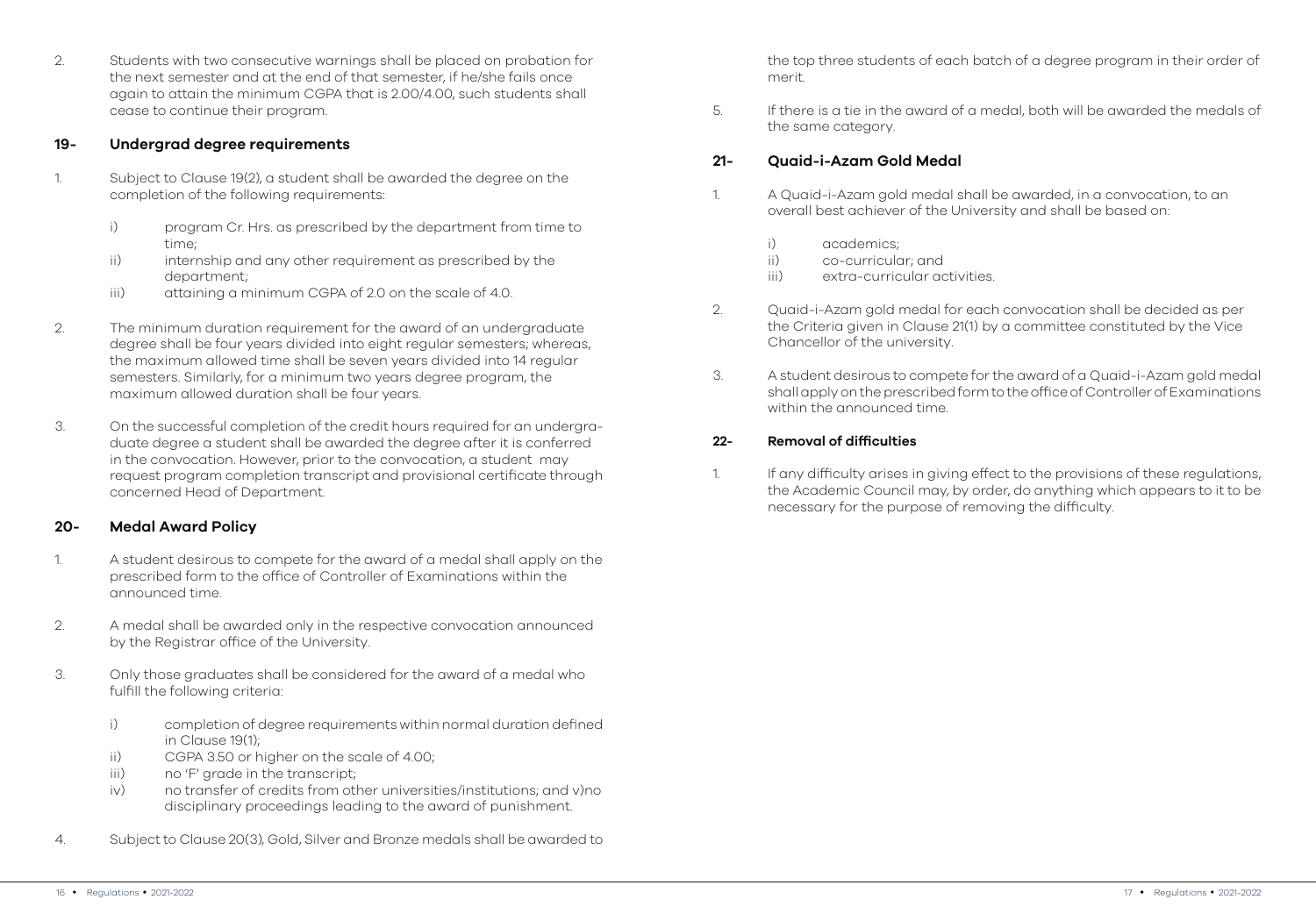2. Students with two consecutive warnings shall be placed on probation for the next semester and at the end of that semester, if he/she fails once again to attain the minimum CGPA that is 2.00/4.00, such students shall cease to continue their program.

## 19- Undergrad degree requirements

1. Subject to Clause 19(2), a student shall be awarded the degree on the completion of the following requirements:

   i) program Cr. Hrs. as prescribed by the department from time to time;
   ii) internship and any other requirement as prescribed by the department;
   iii) attaining a minimum CGPA of 2.0 on the scale of 4.0.

2. The minimum duration requirement for the award of an undergraduate degree shall be four years divided into eight regular semesters; whereas, the maximum allowed time shall be seven years divided into 14 regular semesters. Similarly, for a minimum two years degree program, the maximum allowed duration shall be four years.

3. On the successful completion of the credit hours required for an undergraduate degree a student shall be awarded the degree after it is conferred in the convocation. However, prior to the convocation, a student may request program completion transcript and provisional certificate through concerned Head of Department.

## 20- Medal Award Policy

1. A student desirous to compete for the award of a medal shall apply on the prescribed form to the office of Controller of Examinations within the announced time.

2. A medal shall be awarded only in the respective convocation announced by the Registrar office of the University.

3. Only those graduates shall be considered for the award of a medal who fulfill the following criteria:

   i) completion of degree requirements within normal duration defined in Clause 19(1);
   ii) CGPA 3.50 or higher on the scale of 4.00;
   iii) no 'F' grade in the transcript;
   iv) no transfer of credits from other universities/institutions; and v)no disciplinary proceedings leading to the award of punishment.

4. Subject to Clause 20(3), Gold, Silver and Bronze medals shall be awarded to the top three students of each batch of a degree program in their order of merit.

5. If there is a tie in the award of a medal, both will be awarded the medals of the same category.

## 21- Quaid-i-Azam Gold Medal

1. A Quaid-i-Azam gold medal shall be awarded, in a convocation, to an overall best achiever of the University and shall be based on:

   i) academics;
   ii) co-curricular; and
   iii) extra-curricular activities.

2. Quaid-i-Azam gold medal for each convocation shall be decided as per the Criteria given in Clause 21(1) by a committee constituted by the Vice Chancellor of the university.

3. A student desirous to compete for the award of a Quaid-i-Azam gold medal shall apply on the prescribed form to the office of Controller of Examinations within the announced time.

## 22- Removal of difficulties

1. If any difficulty arises in giving effect to the provisions of these regulations, the Academic Council may, by order, do anything which appears to it to be necessary for the purpose of removing the difficulty.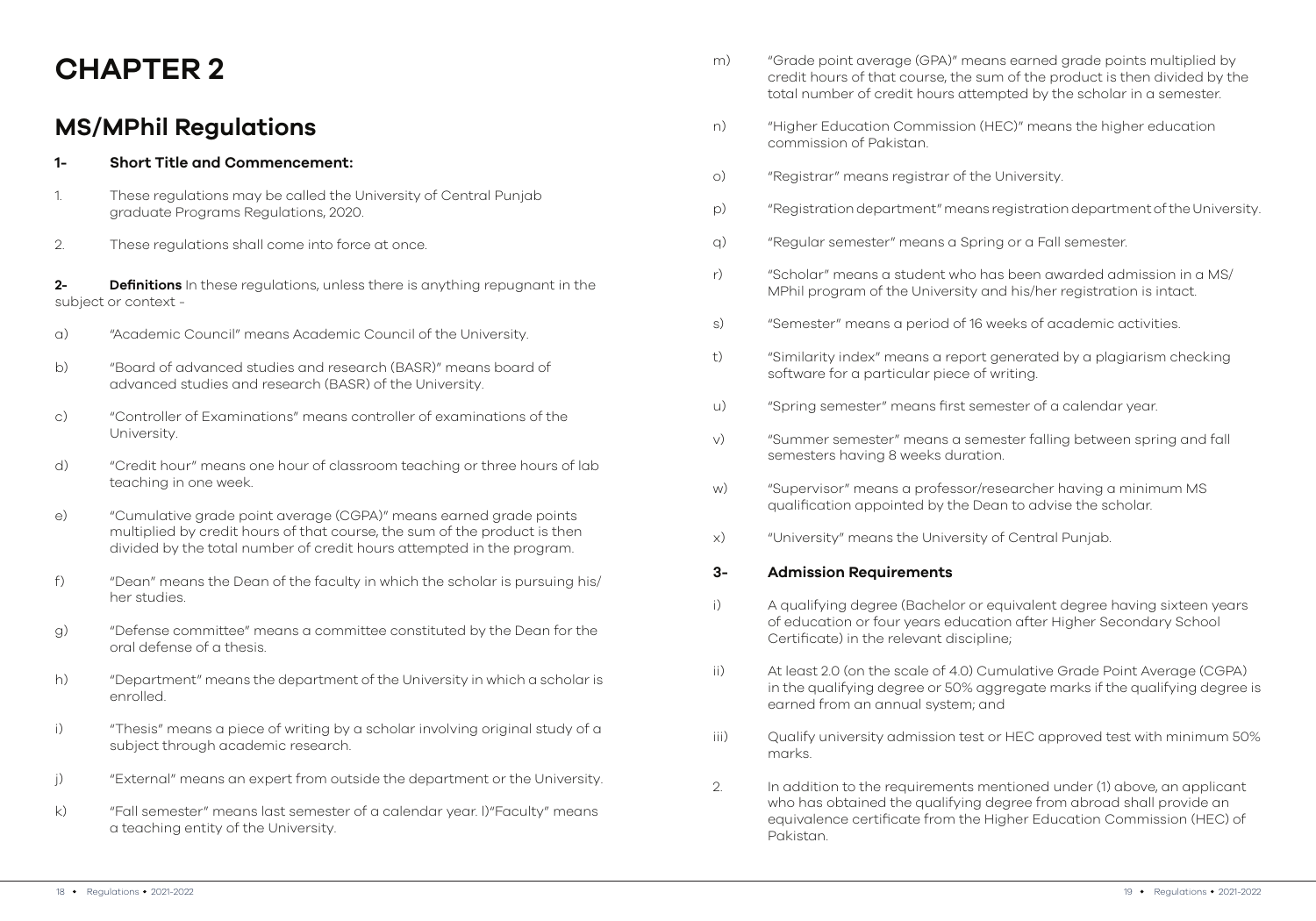# CHAPTER 2

## MS/MPhil Regulations

### 1- Short Title and Commencement:

1. These regulations may be called the University of Central Punjab graduate Programs Regulations, 2020.
2. These regulations shall come into force at once.

**2- Definitions** In these regulations, unless there is anything repugnant in the subject or context -

a) "Academic Council" means Academic Council of the University.

b) "Board of advanced studies and research (BASR)" means board of advanced studies and research (BASR) of the University.

c) "Controller of Examinations" means controller of examinations of the University.

d) "Credit hour" means one hour of classroom teaching or three hours of lab teaching in one week.

e) "Cumulative grade point average (CGPA)" means earned grade points multiplied by credit hours of that course, the sum of the product is then divided by the total number of credit hours attempted in the program.

f) "Dean" means the Dean of the faculty in which the scholar is pursuing his/her studies.

g) "Defense committee" means a committee constituted by the Dean for the oral defense of a thesis.

h) "Department" means the department of the University in which a scholar is enrolled.

i) "Thesis" means a piece of writing by a scholar involving original study of a subject through academic research.

j) "External" means an expert from outside the department or the University.

k) "Fall semester" means last semester of a calendar year. l)"Faculty" means a teaching entity of the University.

m) "Grade point average (GPA)" means earned grade points multiplied by credit hours of that course, the sum of the product is then divided by the total number of credit hours attempted by the scholar in a semester.

n) "Higher Education Commission (HEC)" means the higher education commission of Pakistan.

o) "Registrar" means registrar of the University.

p) "Registration department" means registration department of the University.

q) "Regular semester" means a Spring or a Fall semester.

r) "Scholar" means a student who has been awarded admission in a MS/MPhil program of the University and his/her registration is intact.

s) "Semester" means a period of 16 weeks of academic activities.

t) "Similarity index" means a report generated by a plagiarism checking software for a particular piece of writing.

u) "Spring semester" means first semester of a calendar year.

v) "Summer semester" means a semester falling between spring and fall semesters having 8 weeks duration.

w) "Supervisor" means a professor/researcher having a minimum MS qualification appointed by the Dean to advise the scholar.

x) "University" means the University of Central Punjab.

### 3- Admission Requirements

i) A qualifying degree (Bachelor or equivalent degree having sixteen years of education or four years education after Higher Secondary School Certificate) in the relevant discipline;

ii) At least 2.0 (on the scale of 4.0) Cumulative Grade Point Average (CGPA) in the qualifying degree or 50% aggregate marks if the qualifying degree is earned from an annual system; and

iii) Qualify university admission test or HEC approved test with minimum 50% marks.

2. In addition to the requirements mentioned under (1) above, an applicant who has obtained the qualifying degree from abroad shall provide an equivalence certificate from the Higher Education Commission (HEC) of Pakistan.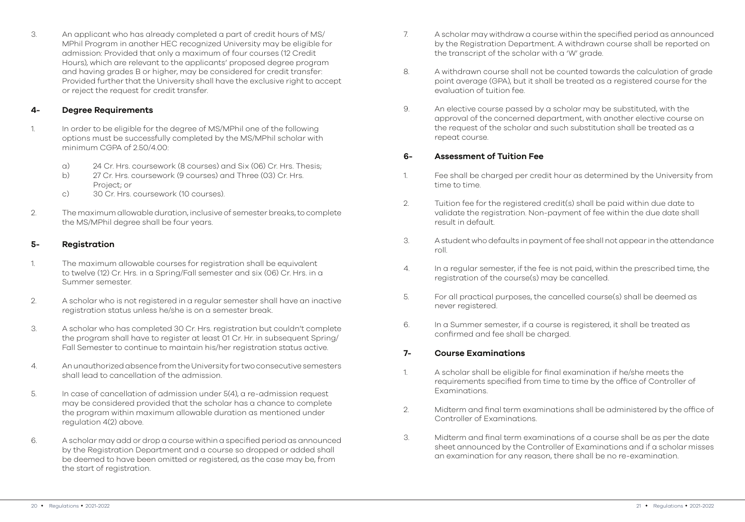3. An applicant who has already completed a part of credit hours of MS/MPhil Program in another HEC recognized University may be eligible for admission: Provided that only a maximum of four courses (12 Credit Hours), which are relevant to the applicants' proposed degree program and having grades B or higher, may be considered for credit transfer: Provided further that the University shall have the exclusive right to accept or reject the request for credit transfer.

## 4- Degree Requirements

1. In order to be eligible for the degree of MS/MPhil one of the following options must be successfully completed by the MS/MPhil scholar with minimum CGPA of 2.50/4.00:

   a) 24 Cr. Hrs. coursework (8 courses) and Six (06) Cr. Hrs. Thesis;
   b) 27 Cr. Hrs. coursework (9 courses) and Three (03) Cr. Hrs. Project; or
   c) 30 Cr. Hrs. coursework (10 courses).

2. The maximum allowable duration, inclusive of semester breaks, to complete the MS/MPhil degree shall be four years.

## 5- Registration

1. The maximum allowable courses for registration shall be equivalent to twelve (12) Cr. Hrs. in a Spring/Fall semester and six (06) Cr. Hrs. in a Summer semester.

2. A scholar who is not registered in a regular semester shall have an inactive registration status unless he/she is on a semester break.

3. A scholar who has completed 30 Cr. Hrs. registration but couldn't complete the program shall have to register at least 01 Cr. Hr. in subsequent Spring/Fall Semester to continue to maintain his/her registration status active.

4. An unauthorized absence from the University for two consecutive semesters shall lead to cancellation of the admission.

5. In case of cancellation of admission under 5(4), a re-admission request may be considered provided that the scholar has a chance to complete the program within maximum allowable duration as mentioned under regulation 4(2) above.

6. A scholar may add or drop a course within a specified period as announced by the Registration Department and a course so dropped or added shall be deemed to have been omitted or registered, as the case may be, from the start of registration.

7. A scholar may withdraw a course within the specified period as announced by the Registration Department. A withdrawn course shall be reported on the transcript of the scholar with a 'W' grade.

8. A withdrawn course shall not be counted towards the calculation of grade point average (GPA), but it shall be treated as a registered course for the evaluation of tuition fee.

9. An elective course passed by a scholar may be substituted, with the approval of the concerned department, with another elective course on the request of the scholar and such substitution shall be treated as a repeat course.

## 6- Assessment of Tuition Fee

1. Fee shall be charged per credit hour as determined by the University from time to time.

2. Tuition fee for the registered credit(s) shall be paid within due date to validate the registration. Non-payment of fee within the due date shall result in default.

3. A student who defaults in payment of fee shall not appear in the attendance roll.

4. In a regular semester, if the fee is not paid, within the prescribed time, the registration of the course(s) may be cancelled.

5. For all practical purposes, the cancelled course(s) shall be deemed as never registered.

6. In a Summer semester, if a course is registered, it shall be treated as confirmed and fee shall be charged.

## 7- Course Examinations

1. A scholar shall be eligible for final examination if he/she meets the requirements specified from time to time by the office of Controller of Examinations.

2. Midterm and final term examinations shall be administered by the office of Controller of Examinations.

3. Midterm and final term examinations of a course shall be as per the date sheet announced by the Controller of Examinations and if a scholar misses an examination for any reason, there shall be no re-examination.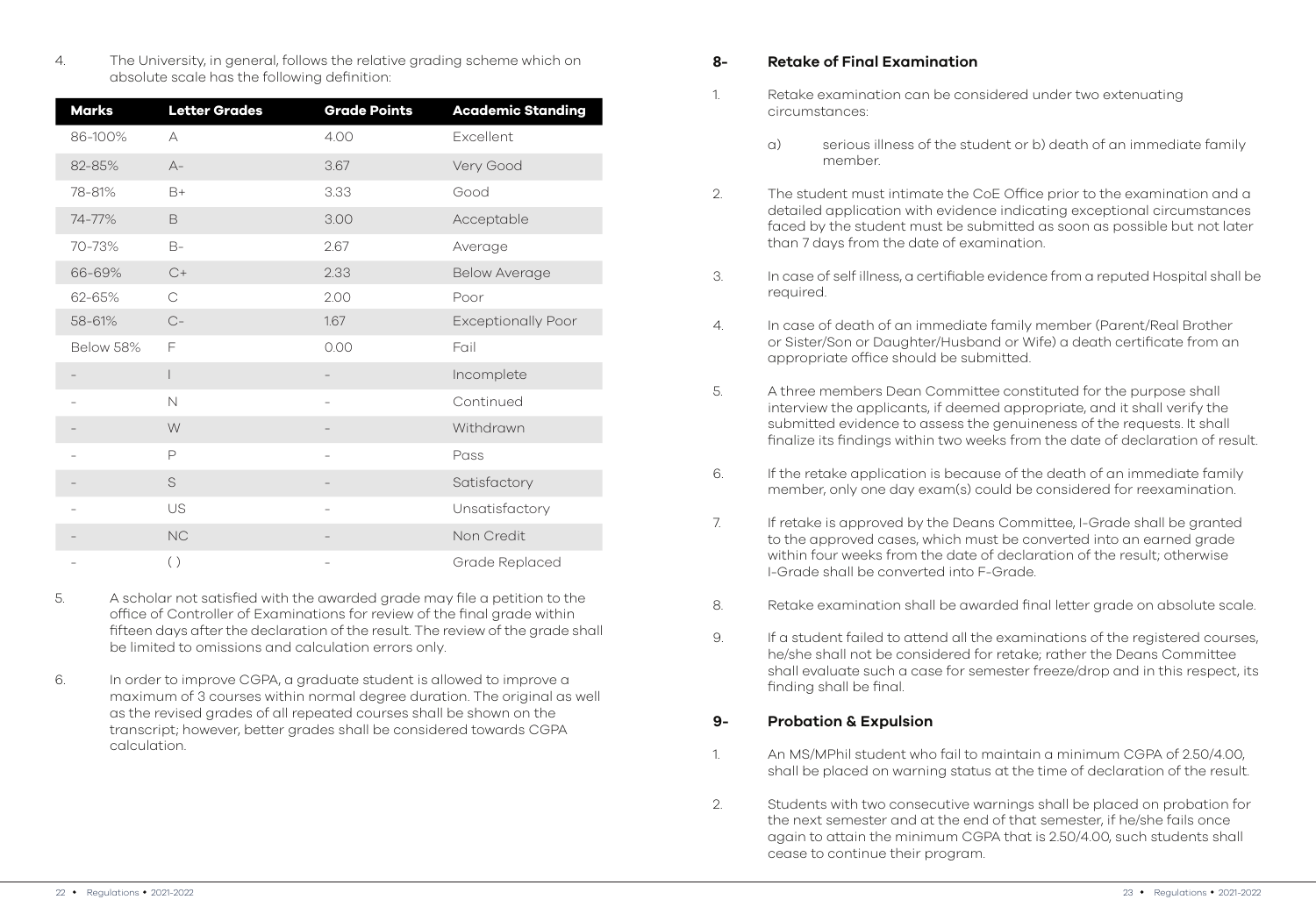4. The University, in general, follows the relative grading scheme which on absolute scale has the following definition:

| Marks | Letter Grades | Grade Points | Academic Standing |
|---|---|---|---|
| 86-100% | A | 4.00 | Excellent |
| 82-85% | A- | 3.67 | Very Good |
| 78-81% | B+ | 3.33 | Good |
| 74-77% | B | 3.00 | Acceptable |
| 70-73% | B- | 2.67 | Average |
| 66-69% | C+ | 2.33 | Below Average |
| 62-65% | C | 2.00 | Poor |
| 58-61% | C- | 1.67 | Exceptionally Poor |
| Below 58% | F | 0.00 | Fail |
| - | I | - | Incomplete |
| - | N | - | Continued |
| - | W | - | Withdrawn |
| - | P | - | Pass |
| - | S | - | Satisfactory |
| - | US | - | Unsatisfactory |
| - | NC | - | Non Credit |
| - | ( ) | - | Grade Replaced |

5. A scholar not satisfied with the awarded grade may file a petition to the office of Controller of Examinations for review of the final grade within fifteen days after the declaration of the result. The review of the grade shall be limited to omissions and calculation errors only.

6. In order to improve CGPA, a graduate student is allowed to improve a maximum of 3 courses within normal degree duration. The original as well as the revised grades of all repeated courses shall be shown on the transcript; however, better grades shall be considered towards CGPA calculation.

## 8- Retake of Final Examination

1. Retake examination can be considered under two extenuating circumstances:

   a) serious illness of the student or b) death of an immediate family member.

2. The student must intimate the CoE Office prior to the examination and a detailed application with evidence indicating exceptional circumstances faced by the student must be submitted as soon as possible but not later than 7 days from the date of examination.

3. In case of self illness, a certifiable evidence from a reputed Hospital shall be required.

4. In case of death of an immediate family member (Parent/Real Brother or Sister/Son or Daughter/Husband or Wife) a death certificate from an appropriate office should be submitted.

5. A three members Dean Committee constituted for the purpose shall interview the applicants, if deemed appropriate, and it shall verify the submitted evidence to assess the genuineness of the requests. It shall finalize its findings within two weeks from the date of declaration of result.

6. If the retake application is because of the death of an immediate family member, only one day exam(s) could be considered for reexamination.

7. If retake is approved by the Deans Committee, I-Grade shall be granted to the approved cases, which must be converted into an earned grade within four weeks from the date of declaration of the result; otherwise I-Grade shall be converted into F-Grade.

8. Retake examination shall be awarded final letter grade on absolute scale.

9. If a student failed to attend all the examinations of the registered courses, he/she shall not be considered for retake; rather the Deans Committee shall evaluate such a case for semester freeze/drop and in this respect, its finding shall be final.

## 9- Probation & Expulsion

1. An MS/MPhil student who fail to maintain a minimum CGPA of 2.50/4.00, shall be placed on warning status at the time of declaration of the result.

2. Students with two consecutive warnings shall be placed on probation for the next semester and at the end of that semester, if he/she fails once again to attain the minimum CGPA that is 2.50/4.00, such students shall cease to continue their program.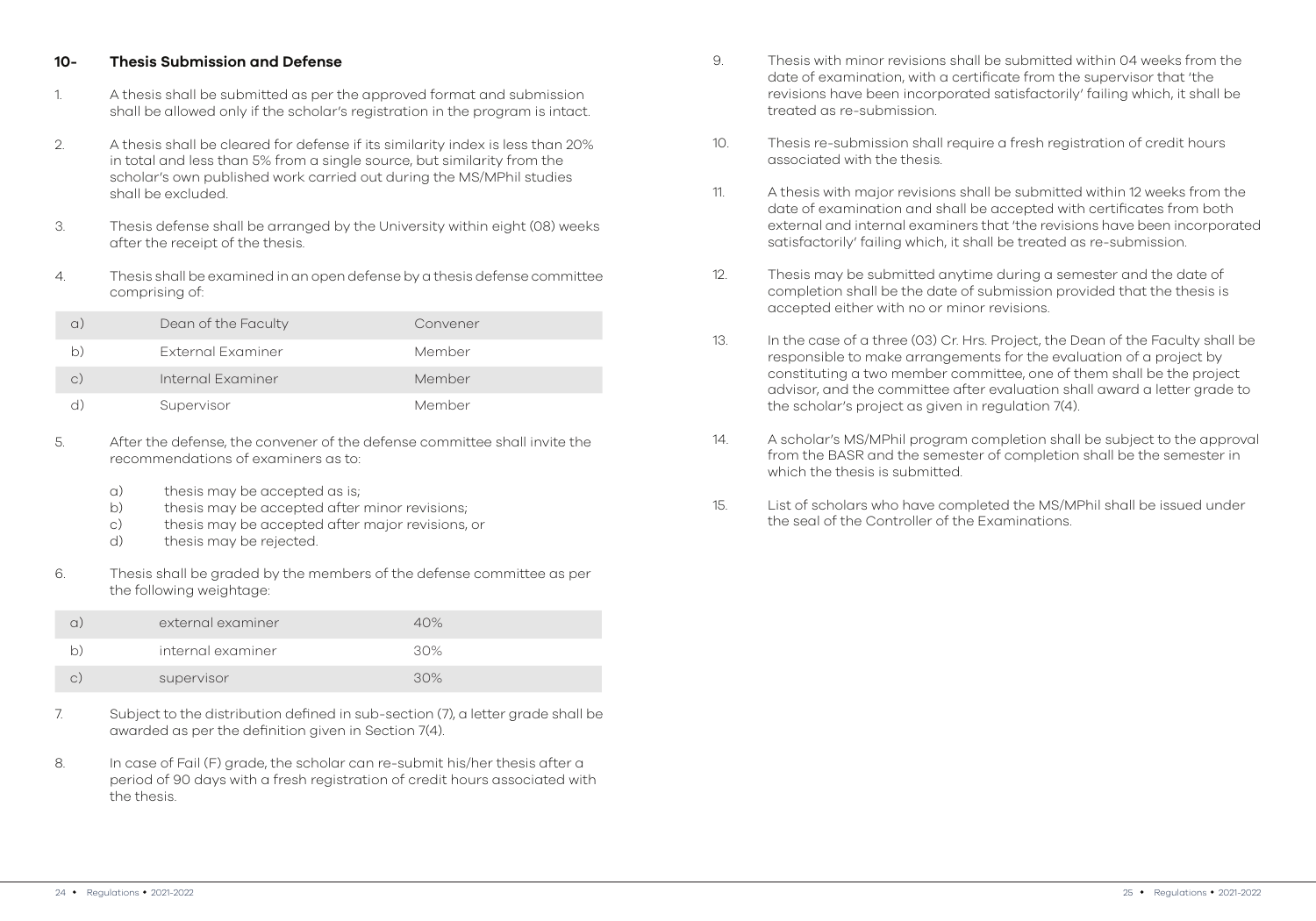## 10- Thesis Submission and Defense

1. A thesis shall be submitted as per the approved format and submission shall be allowed only if the scholar's registration in the program is intact.

2. A thesis shall be cleared for defense if its similarity index is less than 20% in total and less than 5% from a single source, but similarity from the scholar's own published work carried out during the MS/MPhil studies shall be excluded.

3. Thesis defense shall be arranged by the University within eight (08) weeks after the receipt of the thesis.

4. Thesis shall be examined in an open defense by a thesis defense committee comprising of:

| | | |
|---|---|---|
| a) | Dean of the Faculty | Convener |
| b) | External Examiner | Member |
| c) | Internal Examiner | Member |
| d) | Supervisor | Member |

5. After the defense, the convener of the defense committee shall invite the recommendations of examiners as to:

   a) thesis may be accepted as is;
   b) thesis may be accepted after minor revisions;
   c) thesis may be accepted after major revisions, or
   d) thesis may be rejected.

6. Thesis shall be graded by the members of the defense committee as per the following weightage:

| | | |
|---|---|---|
| a) | external examiner | 40% |
| b) | internal examiner | 30% |
| c) | supervisor | 30% |

7. Subject to the distribution defined in sub-section (7), a letter grade shall be awarded as per the definition given in Section 7(4).

8. In case of Fail (F) grade, the scholar can re-submit his/her thesis after a period of 90 days with a fresh registration of credit hours associated with the thesis.

9. Thesis with minor revisions shall be submitted within 04 weeks from the date of examination, with a certificate from the supervisor that 'the revisions have been incorporated satisfactorily' failing which, it shall be treated as re-submission.

10. Thesis re-submission shall require a fresh registration of credit hours associated with the thesis.

11. A thesis with major revisions shall be submitted within 12 weeks from the date of examination and shall be accepted with certificates from both external and internal examiners that 'the revisions have been incorporated satisfactorily' failing which, it shall be treated as re-submission.

12. Thesis may be submitted anytime during a semester and the date of completion shall be the date of submission provided that the thesis is accepted either with no or minor revisions.

13. In the case of a three (03) Cr. Hrs. Project, the Dean of the Faculty shall be responsible to make arrangements for the evaluation of a project by constituting a two member committee, one of them shall be the project advisor, and the committee after evaluation shall award a letter grade to the scholar's project as given in regulation 7(4).

14. A scholar's MS/MPhil program completion shall be subject to the approval from the BASR and the semester of completion shall be the semester in which the thesis is submitted.

15. List of scholars who have completed the MS/MPhil shall be issued under the seal of the Controller of the Examinations.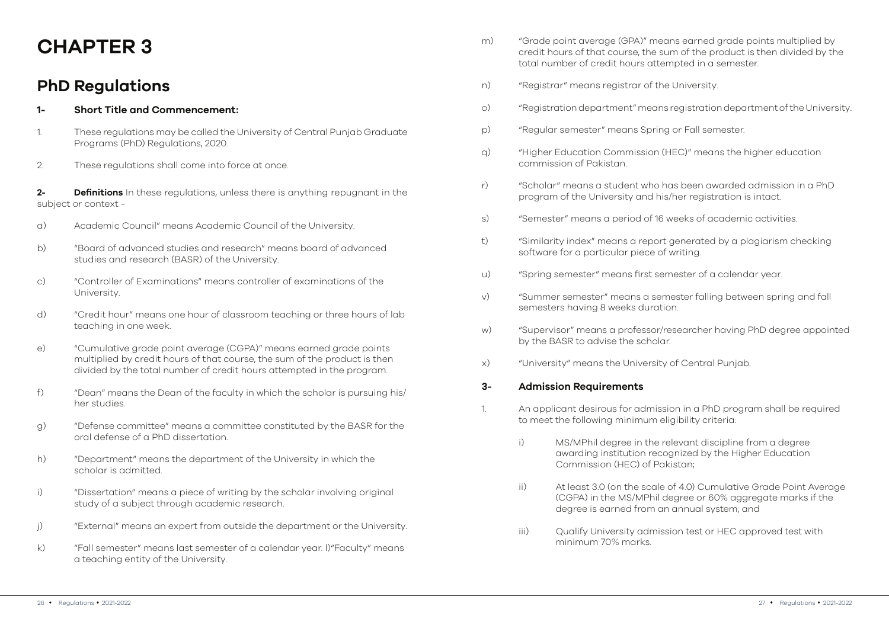# CHAPTER 3

## PhD Regulations

**1- Short Title and Commencement:**

1. These regulations may be called the University of Central Punjab Graduate Programs (PhD) Regulations, 2020.
2. These regulations shall come into force at once.

**2- Definitions** In these regulations, unless there is anything repugnant in the subject or context -

a) Academic Council" means Academic Council of the University.

b) "Board of advanced studies and research" means board of advanced studies and research (BASR) of the University.

c) "Controller of Examinations" means controller of examinations of the University.

d) "Credit hour" means one hour of classroom teaching or three hours of lab teaching in one week.

e) "Cumulative grade point average (CGPA)" means earned grade points multiplied by credit hours of that course, the sum of the product is then divided by the total number of credit hours attempted in the program.

f) "Dean" means the Dean of the faculty in which the scholar is pursuing his/her studies.

g) "Defense committee" means a committee constituted by the BASR for the oral defense of a PhD dissertation.

h) "Department" means the department of the University in which the scholar is admitted.

i) "Dissertation" means a piece of writing by the scholar involving original study of a subject through academic research.

j) "External" means an expert from outside the department or the University.

k) "Fall semester" means last semester of a calendar year. l)"Faculty" means a teaching entity of the University.

m) "Grade point average (GPA)" means earned grade points multiplied by credit hours of that course, the sum of the product is then divided by the total number of credit hours attempted in a semester.

n) "Registrar" means registrar of the University.

o) "Registration department" means registration department of the University.

p) "Regular semester" means Spring or Fall semester.

q) "Higher Education Commission (HEC)" means the higher education commission of Pakistan.

r) "Scholar" means a student who has been awarded admission in a PhD program of the University and his/her registration is intact.

s) "Semester" means a period of 16 weeks of academic activities.

t) "Similarity index" means a report generated by a plagiarism checking software for a particular piece of writing.

u) "Spring semester" means first semester of a calendar year.

v) "Summer semester" means a semester falling between spring and fall semesters having 8 weeks duration.

w) "Supervisor" means a professor/researcher having PhD degree appointed by the BASR to advise the scholar.

x) "University" means the University of Central Punjab.

**3- Admission Requirements**

1. An applicant desirous for admission in a PhD program shall be required to meet the following minimum eligibility criteria:

   i) MS/MPhil degree in the relevant discipline from a degree awarding institution recognized by the Higher Education Commission (HEC) of Pakistan;

   ii) At least 3.0 (on the scale of 4.0) Cumulative Grade Point Average (CGPA) in the MS/MPhil degree or 60% aggregate marks if the degree is earned from an annual system; and

   iii) Qualify University admission test or HEC approved test with minimum 70% marks.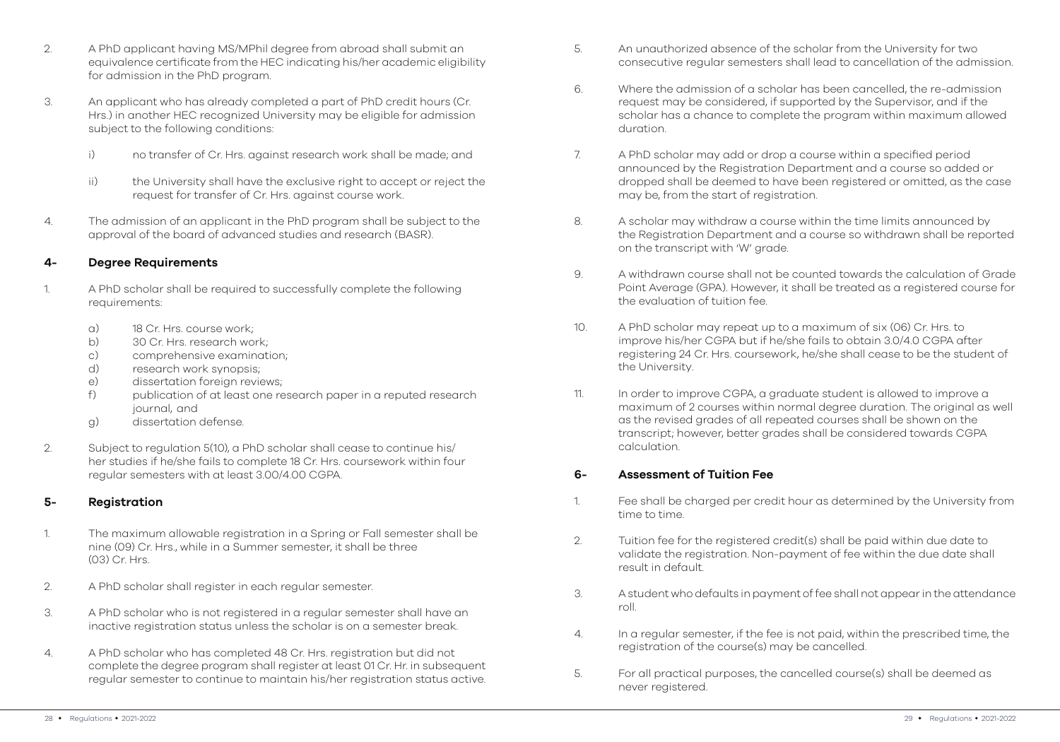2. A PhD applicant having MS/MPhil degree from abroad shall submit an equivalence certificate from the HEC indicating his/her academic eligibility for admission in the PhD program.

3. An applicant who has already completed a part of PhD credit hours (Cr. Hrs.) in another HEC recognized University may be eligible for admission subject to the following conditions:

   i) no transfer of Cr. Hrs. against research work shall be made; and

   ii) the University shall have the exclusive right to accept or reject the request for transfer of Cr. Hrs. against course work.

4. The admission of an applicant in the PhD program shall be subject to the approval of the board of advanced studies and research (BASR).

## 4- Degree Requirements

1. A PhD scholar shall be required to successfully complete the following requirements:

   a) 18 Cr. Hrs. course work;
   b) 30 Cr. Hrs. research work;
   c) comprehensive examination;
   d) research work synopsis;
   e) dissertation foreign reviews;
   f) publication of at least one research paper in a reputed research journal, and
   g) dissertation defense.

2. Subject to regulation 5(10), a PhD scholar shall cease to continue his/her studies if he/she fails to complete 18 Cr. Hrs. coursework within four regular semesters with at least 3.00/4.00 CGPA.

## 5- Registration

1. The maximum allowable registration in a Spring or Fall semester shall be nine (09) Cr. Hrs., while in a Summer semester, it shall be three (03) Cr. Hrs.

2. A PhD scholar shall register in each regular semester.

3. A PhD scholar who is not registered in a regular semester shall have an inactive registration status unless the scholar is on a semester break.

4. A PhD scholar who has completed 48 Cr. Hrs. registration but did not complete the degree program shall register at least 01 Cr. Hr. in subsequent regular semester to continue to maintain his/her registration status active.

5. An unauthorized absence of the scholar from the University for two consecutive regular semesters shall lead to cancellation of the admission.

6. Where the admission of a scholar has been cancelled, the re-admission request may be considered, if supported by the Supervisor, and if the scholar has a chance to complete the program within maximum allowed duration.

7. A PhD scholar may add or drop a course within a specified period announced by the Registration Department and a course so added or dropped shall be deemed to have been registered or omitted, as the case may be, from the start of registration.

8. A scholar may withdraw a course within the time limits announced by the Registration Department and a course so withdrawn shall be reported on the transcript with 'W' grade.

9. A withdrawn course shall not be counted towards the calculation of Grade Point Average (GPA). However, it shall be treated as a registered course for the evaluation of tuition fee.

10. A PhD scholar may repeat up to a maximum of six (06) Cr. Hrs. to improve his/her CGPA but if he/she fails to obtain 3.0/4.0 CGPA after registering 24 Cr. Hrs. coursework, he/she shall cease to be the student of the University.

11. In order to improve CGPA, a graduate student is allowed to improve a maximum of 2 courses within normal degree duration. The original as well as the revised grades of all repeated courses shall be shown on the transcript; however, better grades shall be considered towards CGPA calculation.

## 6- Assessment of Tuition Fee

1. Fee shall be charged per credit hour as determined by the University from time to time.

2. Tuition fee for the registered credit(s) shall be paid within due date to validate the registration. Non-payment of fee within the due date shall result in default.

3. A student who defaults in payment of fee shall not appear in the attendance roll.

4. In a regular semester, if the fee is not paid, within the prescribed time, the registration of the course(s) may be cancelled.

5. For all practical purposes, the cancelled course(s) shall be deemed as never registered.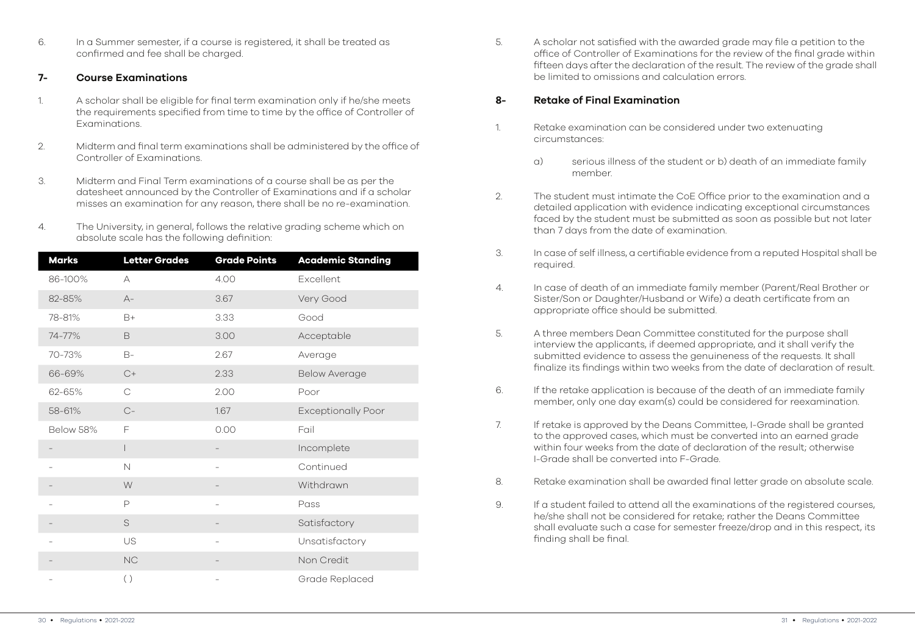6. In a Summer semester, if a course is registered, it shall be treated as confirmed and fee shall be charged.

## 7- Course Examinations

1. A scholar shall be eligible for final term examination only if he/she meets the requirements specified from time to time by the office of Controller of Examinations.

2. Midterm and final term examinations shall be administered by the office of Controller of Examinations.

3. Midterm and Final Term examinations of a course shall be as per the datesheet announced by the Controller of Examinations and if a scholar misses an examination for any reason, there shall be no re-examination.

4. The University, in general, follows the relative grading scheme which on absolute scale has the following definition:

| Marks | Letter Grades | Grade Points | Academic Standing |
|---|---|---|---|
| 86-100% | A | 4.00 | Excellent |
| 82-85% | A- | 3.67 | Very Good |
| 78-81% | B+ | 3.33 | Good |
| 74-77% | B | 3.00 | Acceptable |
| 70-73% | B- | 2.67 | Average |
| 66-69% | C+ | 2.33 | Below Average |
| 62-65% | C | 2.00 | Poor |
| 58-61% | C- | 1.67 | Exceptionally Poor |
| Below 58% | F | 0.00 | Fail |
| - | I | - | Incomplete |
| - | N | - | Continued |
| - | W | - | Withdrawn |
| - | P | - | Pass |
| - | S | - | Satisfactory |
| - | US | - | Unsatisfactory |
| - | NC | - | Non Credit |
| - | ( ) | - | Grade Replaced |

5. A scholar not satisfied with the awarded grade may file a petition to the office of Controller of Examinations for the review of the final grade within fifteen days after the declaration of the result. The review of the grade shall be limited to omissions and calculation errors.

## 8- Retake of Final Examination

1. Retake examination can be considered under two extenuating circumstances:

   a) serious illness of the student or b) death of an immediate family member.

2. The student must intimate the CoE Office prior to the examination and a detailed application with evidence indicating exceptional circumstances faced by the student must be submitted as soon as possible but not later than 7 days from the date of examination.

3. In case of self illness, a certifiable evidence from a reputed Hospital shall be required.

4. In case of death of an immediate family member (Parent/Real Brother or Sister/Son or Daughter/Husband or Wife) a death certificate from an appropriate office should be submitted.

5. A three members Dean Committee constituted for the purpose shall interview the applicants, if deemed appropriate, and it shall verify the submitted evidence to assess the genuineness of the requests. It shall finalize its findings within two weeks from the date of declaration of result.

6. If the retake application is because of the death of an immediate family member, only one day exam(s) could be considered for reexamination.

7. If retake is approved by the Deans Committee, I-Grade shall be granted to the approved cases, which must be converted into an earned grade within four weeks from the date of declaration of the result; otherwise I-Grade shall be converted into F-Grade.

8. Retake examination shall be awarded final letter grade on absolute scale.

9. If a student failed to attend all the examinations of the registered courses, he/she shall not be considered for retake; rather the Deans Committee shall evaluate such a case for semester freeze/drop and in this respect, its finding shall be final.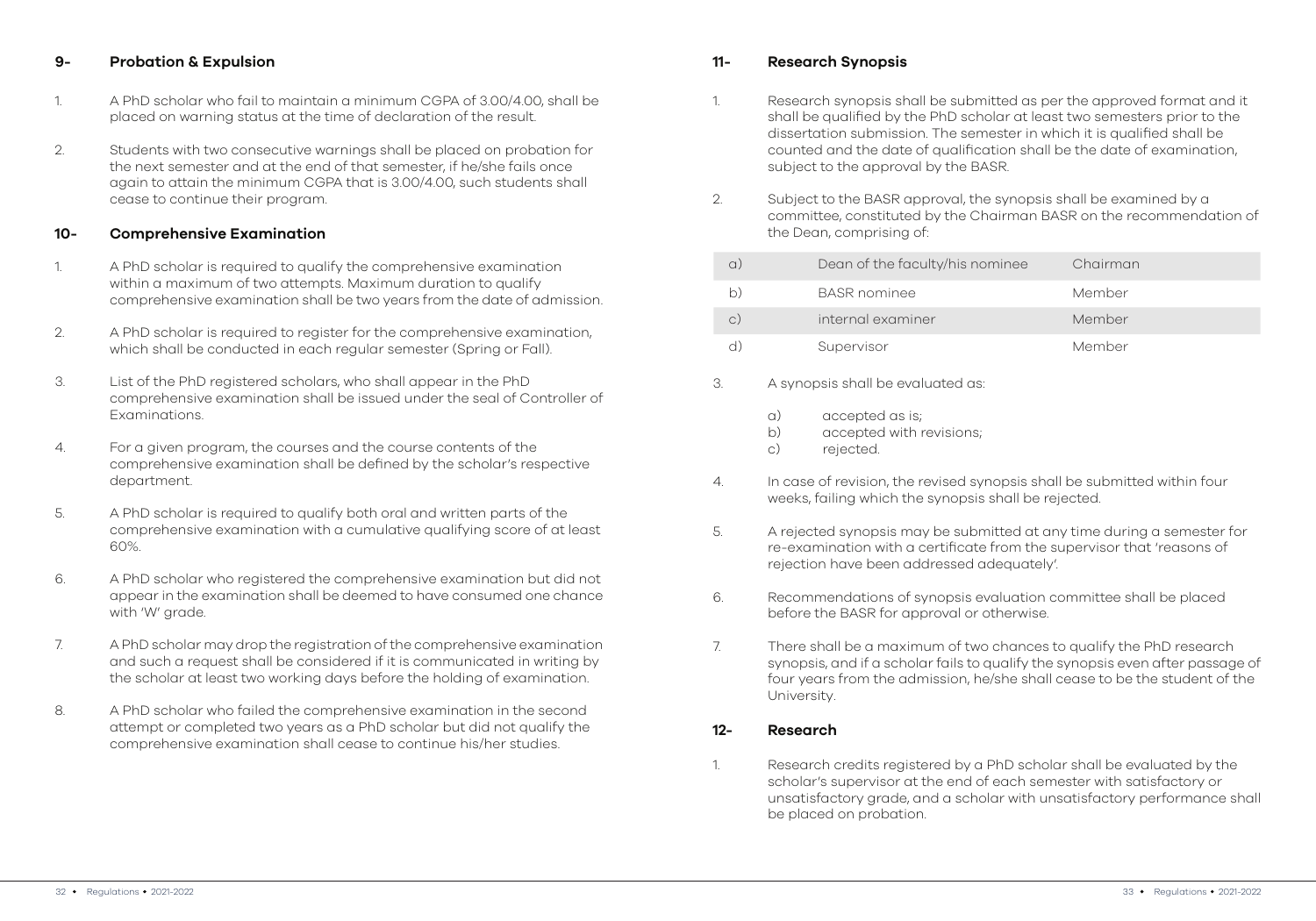## 9- Probation & Expulsion

1. A PhD scholar who fail to maintain a minimum CGPA of 3.00/4.00, shall be placed on warning status at the time of declaration of the result.

2. Students with two consecutive warnings shall be placed on probation for the next semester and at the end of that semester, if he/she fails once again to attain the minimum CGPA that is 3.00/4.00, such students shall cease to continue their program.

## 10- Comprehensive Examination

1. A PhD scholar is required to qualify the comprehensive examination within a maximum of two attempts. Maximum duration to qualify comprehensive examination shall be two years from the date of admission.

2. A PhD scholar is required to register for the comprehensive examination, which shall be conducted in each regular semester (Spring or Fall).

3. List of the PhD registered scholars, who shall appear in the PhD comprehensive examination shall be issued under the seal of Controller of Examinations.

4. For a given program, the courses and the course contents of the comprehensive examination shall be defined by the scholar's respective department.

5. A PhD scholar is required to qualify both oral and written parts of the comprehensive examination with a cumulative qualifying score of at least 60%.

6. A PhD scholar who registered the comprehensive examination but did not appear in the examination shall be deemed to have consumed one chance with 'W' grade.

7. A PhD scholar may drop the registration of the comprehensive examination and such a request shall be considered if it is communicated in writing by the scholar at least two working days before the holding of examination.

8. A PhD scholar who failed the comprehensive examination in the second attempt or completed two years as a PhD scholar but did not qualify the comprehensive examination shall cease to continue his/her studies.

## 11- Research Synopsis

1. Research synopsis shall be submitted as per the approved format and it shall be qualified by the PhD scholar at least two semesters prior to the dissertation submission. The semester in which it is qualified shall be counted and the date of qualification shall be the date of examination, subject to the approval by the BASR.

2. Subject to the BASR approval, the synopsis shall be examined by a committee, constituted by the Chairman BASR on the recommendation of the Dean, comprising of:

| | | |
|---|---|---|
| a) | Dean of the faculty/his nominee | Chairman |
| b) | BASR nominee | Member |
| c) | internal examiner | Member |
| d) | Supervisor | Member |

3. A synopsis shall be evaluated as:

   a) accepted as is;
   b) accepted with revisions;
   c) rejected.

4. In case of revision, the revised synopsis shall be submitted within four weeks, failing which the synopsis shall be rejected.

5. A rejected synopsis may be submitted at any time during a semester for re-examination with a certificate from the supervisor that 'reasons of rejection have been addressed adequately'.

6. Recommendations of synopsis evaluation committee shall be placed before the BASR for approval or otherwise.

7. There shall be a maximum of two chances to qualify the PhD research synopsis, and if a scholar fails to qualify the synopsis even after passage of four years from the admission, he/she shall cease to be the student of the University.

## 12- Research

1. Research credits registered by a PhD scholar shall be evaluated by the scholar's supervisor at the end of each semester with satisfactory or unsatisfactory grade, and a scholar with unsatisfactory performance shall be placed on probation.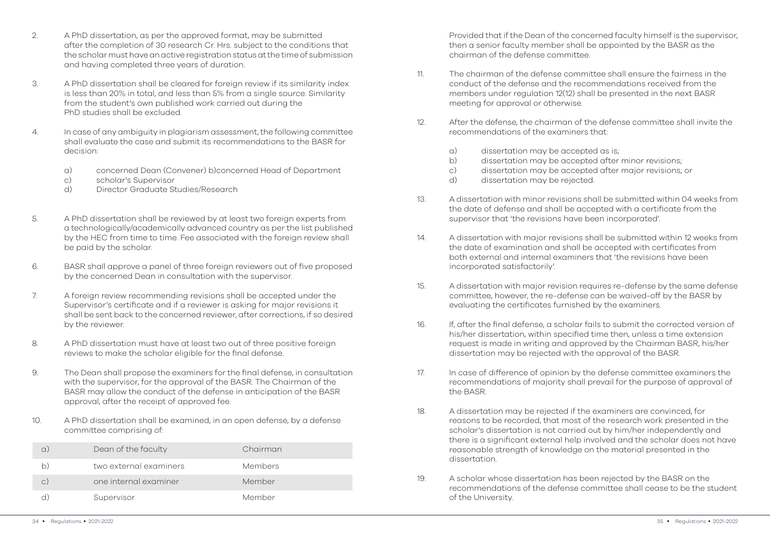2. A PhD dissertation, as per the approved format, may be submitted after the completion of 30 research Cr. Hrs. subject to the conditions that the scholar must have an active registration status at the time of submission and having completed three years of duration.

3. A PhD dissertation shall be cleared for foreign review if its similarity index is less than 20% in total, and less than 5% from a single source. Similarity from the student's own published work carried out during the PhD studies shall be excluded.

4. In case of any ambiguity in plagiarism assessment, the following committee shall evaluate the case and submit its recommendations to the BASR for decision:

   a) concerned Dean (Convener) b)concerned Head of Department
   c) scholar's Supervisor
   d) Director Graduate Studies/Research

5. A PhD dissertation shall be reviewed by at least two foreign experts from a technologically/academically advanced country as per the list published by the HEC from time to time. Fee associated with the foreign review shall be paid by the scholar.

6. BASR shall approve a panel of three foreign reviewers out of five proposed by the concerned Dean in consultation with the supervisor.

7. A foreign review recommending revisions shall be accepted under the Supervisor's certificate and if a reviewer is asking for major revisions it shall be sent back to the concerned reviewer, after corrections, if so desired by the reviewer.

8. A PhD dissertation must have at least two out of three positive foreign reviews to make the scholar eligible for the final defense.

9. The Dean shall propose the examiners for the final defense, in consultation with the supervisor, for the approval of the BASR. The Chairman of the BASR may allow the conduct of the defense in anticipation of the BASR approval, after the receipt of approved fee.

10. A PhD dissertation shall be examined, in an open defense, by a defense committee comprising of:

| | | |
|---|---|---|
| a) | Dean of the faculty | Chairman |
| b) | two external examiners | Members |
| c) | one internal examiner | Member |
| d) | Supervisor | Member |

Provided that if the Dean of the concerned faculty himself is the supervisor, then a senior faculty member shall be appointed by the BASR as the chairman of the defense committee.

11. The chairman of the defense committee shall ensure the fairness in the conduct of the defense and the recommendations received from the members under regulation 12(12) shall be presented in the next BASR meeting for approval or otherwise.

12. After the defense, the chairman of the defense committee shall invite the recommendations of the examiners that:

    a) dissertation may be accepted as is;
    b) dissertation may be accepted after minor revisions;
    c) dissertation may be accepted after major revisions; or
    d) dissertation may be rejected.

13. A dissertation with minor revisions shall be submitted within 04 weeks from the date of defense and shall be accepted with a certificate from the supervisor that 'the revisions have been incorporated'.

14. A dissertation with major revisions shall be submitted within 12 weeks from the date of examination and shall be accepted with certificates from both external and internal examiners that 'the revisions have been incorporated satisfactorily'.

15. A dissertation with major revision requires re-defense by the same defense committee, however, the re-defense can be waived-off by the BASR by evaluating the certificates furnished by the examiners.

16. If, after the final defense, a scholar fails to submit the corrected version of his/her dissertation, within specified time then, unless a time extension request is made in writing and approved by the Chairman BASR, his/her dissertation may be rejected with the approval of the BASR.

17. In case of difference of opinion by the defense committee examiners the recommendations of majority shall prevail for the purpose of approval of the BASR.

18. A dissertation may be rejected if the examiners are convinced, for reasons to be recorded, that most of the research work presented in the scholar's dissertation is not carried out by him/her independently and there is a significant external help involved and the scholar does not have reasonable strength of knowledge on the material presented in the dissertation.

19. A scholar whose dissertation has been rejected by the BASR on the recommendations of the defense committee shall cease to be the student of the University.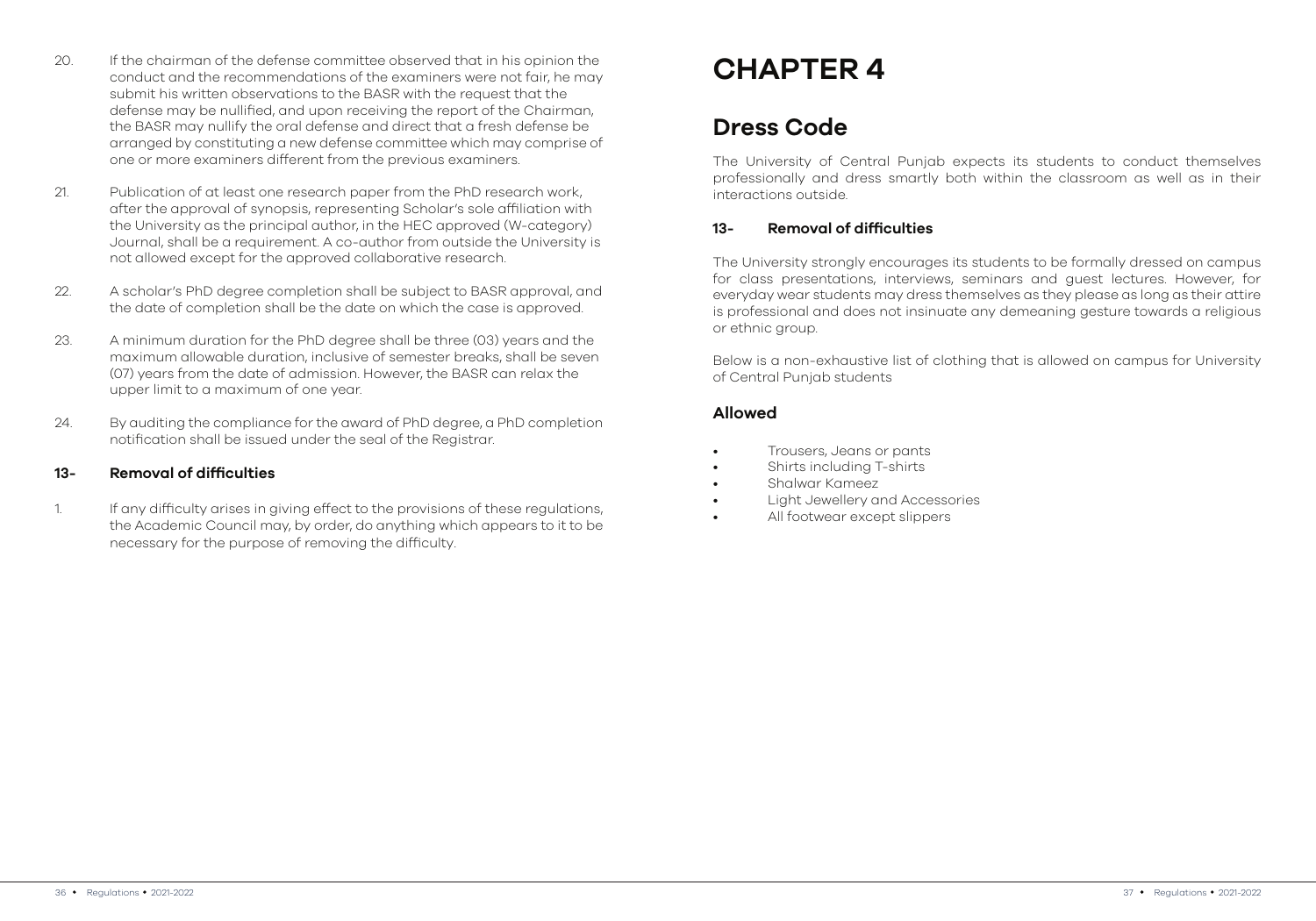20. If the chairman of the defense committee observed that in his opinion the conduct and the recommendations of the examiners were not fair, he may submit his written observations to the BASR with the request that the defense may be nullified, and upon receiving the report of the Chairman, the BASR may nullify the oral defense and direct that a fresh defense be arranged by constituting a new defense committee which may comprise of one or more examiners different from the previous examiners.

21. Publication of at least one research paper from the PhD research work, after the approval of synopsis, representing Scholar's sole affiliation with the University as the principal author, in the HEC approved (W-category) Journal, shall be a requirement. A co-author from outside the University is not allowed except for the approved collaborative research.

22. A scholar's PhD degree completion shall be subject to BASR approval, and the date of completion shall be the date on which the case is approved.

23. A minimum duration for the PhD degree shall be three (03) years and the maximum allowable duration, inclusive of semester breaks, shall be seven (07) years from the date of admission. However, the BASR can relax the upper limit to a maximum of one year.

24. By auditing the compliance for the award of PhD degree, a PhD completion notification shall be issued under the seal of the Registrar.

### 13- Removal of difficulties

1. If any difficulty arises in giving effect to the provisions of these regulations, the Academic Council may, by order, do anything which appears to it to be necessary for the purpose of removing the difficulty.

# CHAPTER 4

## Dress Code

The University of Central Punjab expects its students to conduct themselves professionally and dress smartly both within the classroom as well as in their interactions outside.

### 13- Removal of difficulties

The University strongly encourages its students to be formally dressed on campus for class presentations, interviews, seminars and guest lectures. However, for everyday wear students may dress themselves as they please as long as their attire is professional and does not insinuate any demeaning gesture towards a religious or ethnic group.

Below is a non-exhaustive list of clothing that is allowed on campus for University of Central Punjab students

### Allowed

- Trousers, Jeans or pants
- Shirts including T-shirts
- Shalwar Kameez
- Light Jewellery and Accessories
- All footwear except slippers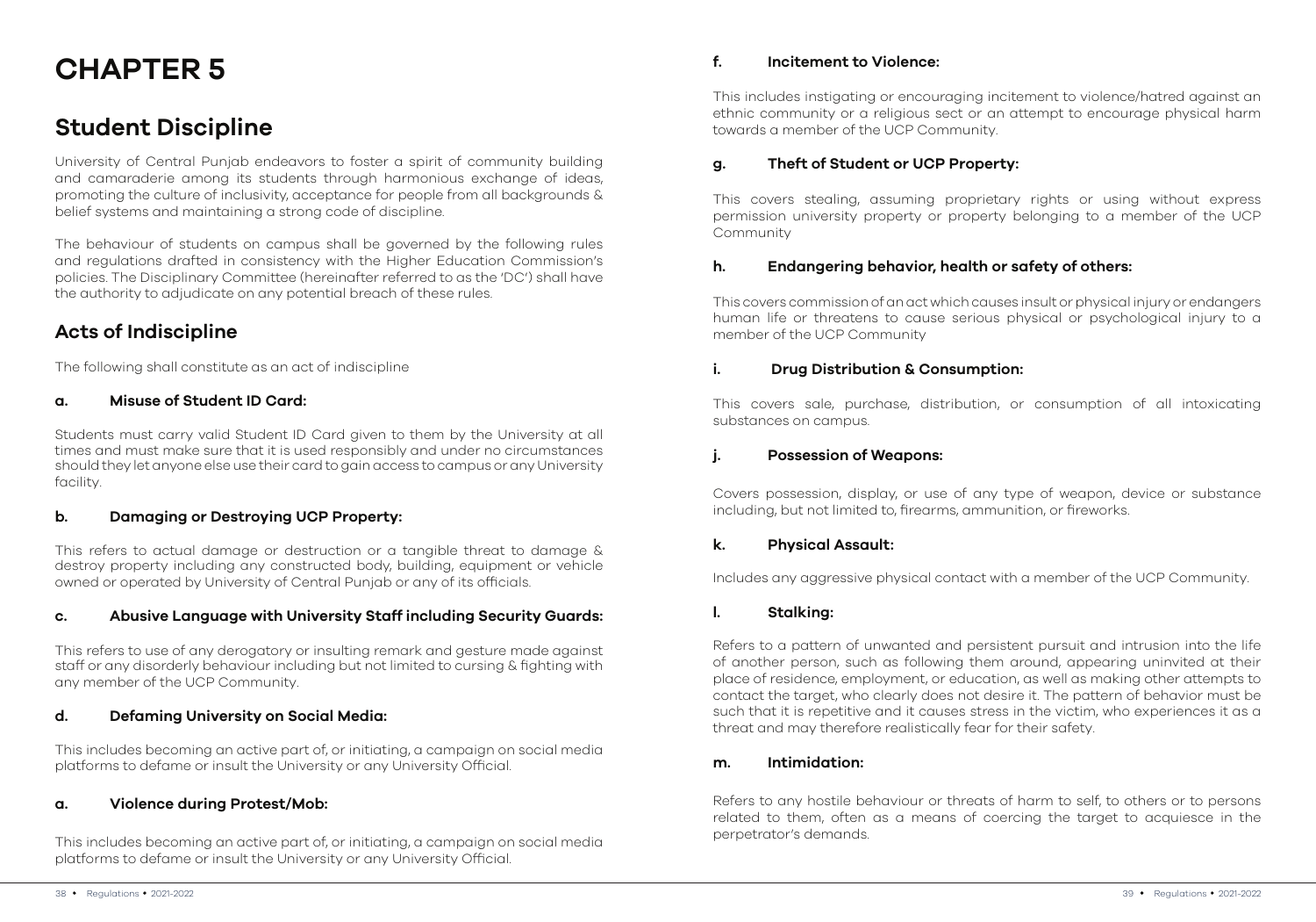# CHAPTER 5

## Student Discipline

University of Central Punjab endeavors to foster a spirit of community building and camaraderie among its students through harmonious exchange of ideas, promoting the culture of inclusivity, acceptance for people from all backgrounds & belief systems and maintaining a strong code of discipline.

The behaviour of students on campus shall be governed by the following rules and regulations drafted in consistency with the Higher Education Commission's policies. The Disciplinary Committee (hereinafter referred to as the 'DC') shall have the authority to adjudicate on any potential breach of these rules.

## Acts of Indiscipline

The following shall constitute as an act of indiscipline

### a. Misuse of Student ID Card:

Students must carry valid Student ID Card given to them by the University at all times and must make sure that it is used responsibly and under no circumstances should they let anyone else use their card to gain access to campus or any University facility.

### b. Damaging or Destroying UCP Property:

This refers to actual damage or destruction or a tangible threat to damage & destroy property including any constructed body, building, equipment or vehicle owned or operated by University of Central Punjab or any of its officials.

### c. Abusive Language with University Staff including Security Guards:

This refers to use of any derogatory or insulting remark and gesture made against staff or any disorderly behaviour including but not limited to cursing & fighting with any member of the UCP Community.

### d. Defaming University on Social Media:

This includes becoming an active part of, or initiating, a campaign on social media platforms to defame or insult the University or any University Official.

### a. Violence during Protest/Mob:

This includes becoming an active part of, or initiating, a campaign on social media platforms to defame or insult the University or any University Official.

### f. Incitement to Violence:

This includes instigating or encouraging incitement to violence/hatred against an ethnic community or a religious sect or an attempt to encourage physical harm towards a member of the UCP Community.

### g. Theft of Student or UCP Property:

This covers stealing, assuming proprietary rights or using without express permission university property or property belonging to a member of the UCP Community

### h. Endangering behavior, health or safety of others:

This covers commission of an act which causes insult or physical injury or endangers human life or threatens to cause serious physical or psychological injury to a member of the UCP Community

### i. Drug Distribution & Consumption:

This covers sale, purchase, distribution, or consumption of all intoxicating substances on campus.

### j. Possession of Weapons:

Covers possession, display, or use of any type of weapon, device or substance including, but not limited to, firearms, ammunition, or fireworks.

### k. Physical Assault:

Includes any aggressive physical contact with a member of the UCP Community.

### l. Stalking:

Refers to a pattern of unwanted and persistent pursuit and intrusion into the life of another person, such as following them around, appearing uninvited at their place of residence, employment, or education, as well as making other attempts to contact the target, who clearly does not desire it. The pattern of behavior must be such that it is repetitive and it causes stress in the victim, who experiences it as a threat and may therefore realistically fear for their safety.

### m. Intimidation:

Refers to any hostile behaviour or threats of harm to self, to others or to persons related to them, often as a means of coercing the target to acquiesce in the perpetrator's demands.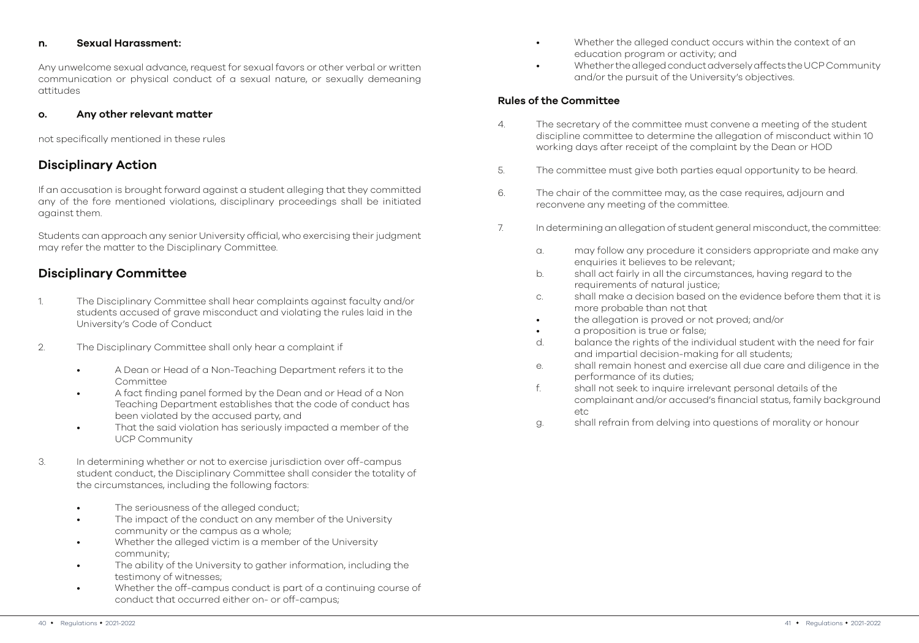### n. Sexual Harassment:

Any unwelcome sexual advance, request for sexual favors or other verbal or written communication or physical conduct of a sexual nature, or sexually demeaning attitudes

### o. Any other relevant matter

not specifically mentioned in these rules

## Disciplinary Action

If an accusation is brought forward against a student alleging that they committed any of the fore mentioned violations, disciplinary proceedings shall be initiated against them.

Students can approach any senior University official, who exercising their judgment may refer the matter to the Disciplinary Committee.

## Disciplinary Committee

1. The Disciplinary Committee shall hear complaints against faculty and/or students accused of grave misconduct and violating the rules laid in the University's Code of Conduct

2. The Disciplinary Committee shall only hear a complaint if

   - A Dean or Head of a Non-Teaching Department refers it to the Committee
   - A fact finding panel formed by the Dean and or Head of a Non Teaching Department establishes that the code of conduct has been violated by the accused party, and
   - That the said violation has seriously impacted a member of the UCP Community

3. In determining whether or not to exercise jurisdiction over off-campus student conduct, the Disciplinary Committee shall consider the totality of the circumstances, including the following factors:

   - The seriousness of the alleged conduct;
   - The impact of the conduct on any member of the University community or the campus as a whole;
   - Whether the alleged victim is a member of the University community;
   - The ability of the University to gather information, including the testimony of witnesses;
   - Whether the off-campus conduct is part of a continuing course of conduct that occurred either on- or off-campus;
   - Whether the alleged conduct occurs within the context of an education program or activity; and
   - Whether the alleged conduct adversely affects the UCP Community and/or the pursuit of the University's objectives.

### Rules of the Committee

4. The secretary of the committee must convene a meeting of the student discipline committee to determine the allegation of misconduct within 10 working days after receipt of the complaint by the Dean or HOD

5. The committee must give both parties equal opportunity to be heard.

6. The chair of the committee may, as the case requires, adjourn and reconvene any meeting of the committee.

7. In determining an allegation of student general misconduct, the committee:

   a. may follow any procedure it considers appropriate and make any enquiries it believes to be relevant;
   b. shall act fairly in all the circumstances, having regard to the requirements of natural justice;
   c. shall make a decision based on the evidence before them that it is more probable than not that
      - the allegation is proved or not proved; and/or
      - a proposition is true or false;
   d. balance the rights of the individual student with the need for fair and impartial decision-making for all students;
   e. shall remain honest and exercise all due care and diligence in the performance of its duties;
   f. shall not seek to inquire irrelevant personal details of the complainant and/or accused's financial status, family background etc
   g. shall refrain from delving into questions of morality or honour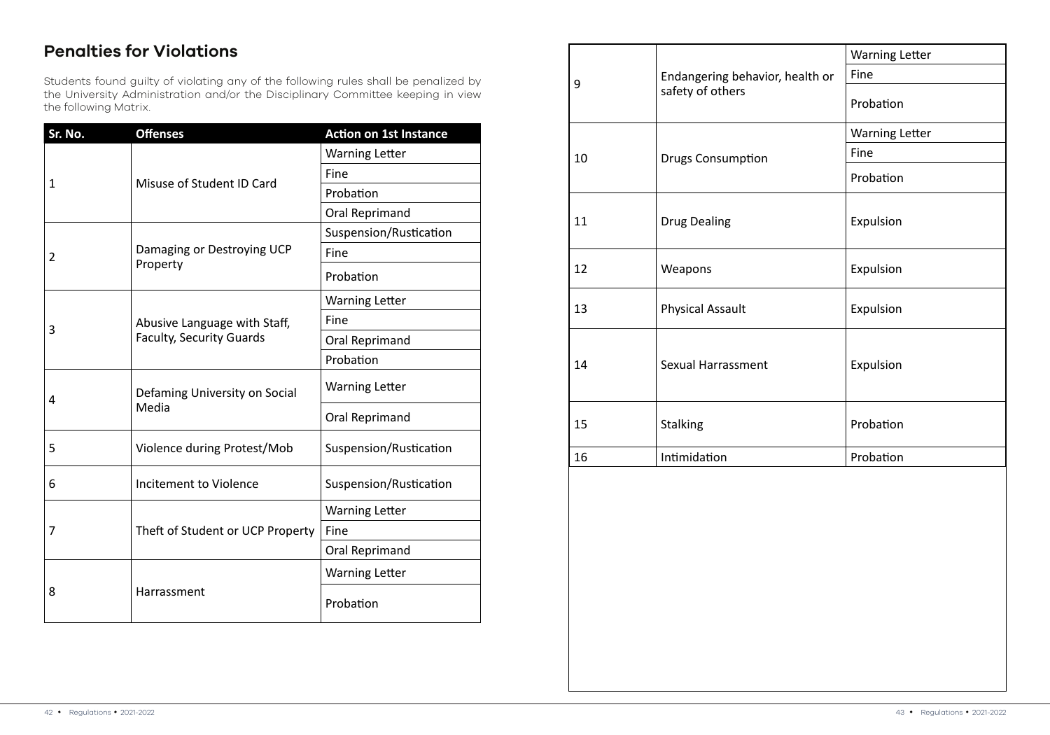## Penalties for Violations

Students found guilty of violating any of the following rules shall be penalized by the University Administration and/or the Disciplinary Committee keeping in view the following Matrix.

| Sr. No. | Offenses | Action on 1st Instance |
|---|---|---|
| 1 | Misuse of Student ID Card | Warning Letter |
| | | Fine |
| | | Probation |
| | | Oral Reprimand |
| 2 | Damaging or Destroying UCP Property | Suspension/Rustication |
| | | Fine |
| | | Probation |
| 3 | Abusive Language with Staff, Faculty, Security Guards | Warning Letter |
| | | Fine |
| | | Oral Reprimand |
| | | Probation |
| 4 | Defaming University on Social Media | Warning Letter |
| | | Oral Reprimand |
| 5 | Violence during Protest/Mob | Suspension/Rustication |
| 6 | Incitement to Violence | Suspension/Rustication |
| 7 | Theft of Student or UCP Property | Warning Letter |
| | | Fine |
| | | Oral Reprimand |
| 8 | Harrassment | Warning Letter |
| | | Probation |
| 9 | Endangering behavior, health or safety of others | Warning Letter |
| | | Fine |
| | | Probation |
| 10 | Drugs Consumption | Warning Letter |
| | | Fine |
| | | Probation |
| 11 | Drug Dealing | Expulsion |
| 12 | Weapons | Expulsion |
| 13 | Physical Assault | Expulsion |
| 14 | Sexual Harrassment | Expulsion |
| 15 | Stalking | Probation |
| 16 | Intimidation | Probation |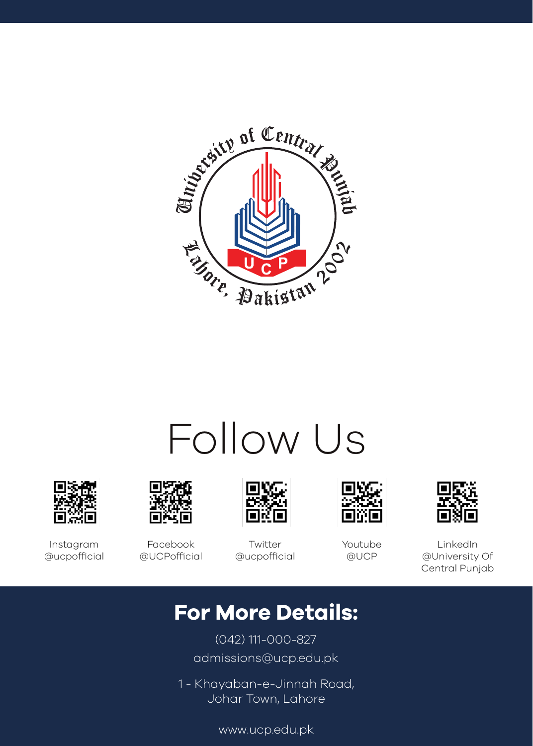University of Central Punjab

UCP

Lahore, Pakistan 2002

# Follow Us

Instagram
@ucpofficial

Facebook
@UCPofficial

Twitter
@ucpofficial

Youtube
@UCP

LinkedIn
@University Of Central Punjab

## For More Details:

(042) 111-000-827

admissions@ucp.edu.pk

1 - Khayaban-e-Jinnah Road,
Johar Town, Lahore

www.ucp.edu.pk